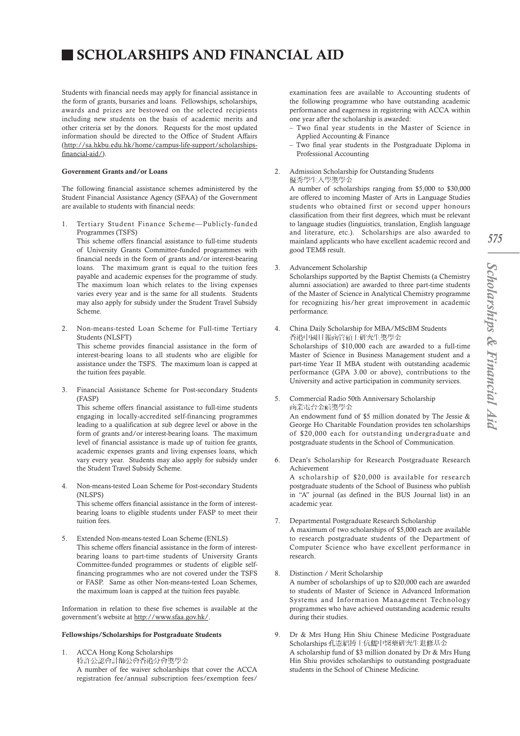# SCHOLARSHIPS AND FINANCIAL AID

Students with financial needs may apply for financial assistance in the form of grants, bursaries and loans. Fellowships, scholarships, awards and prizes are bestowed on the selected recipients including new students on the basis of academic merits and other criteria set by the donors. Requests for the most updated information should be directed to the Office of Student Affairs (http://sa.hkbu.edu.hk/home/campus-life-support/scholarships-financial-aid/).

**Government Grants and/or Loans**

The following financial assistance schemes administered by the Student Financial Assistance Agency (SFAA) of the Government are available to students with financial needs:

1. Tertiary Student Finance Scheme—Publicly-funded Programmes (TSFS)
   This scheme offers financial assistance to full-time students of University Grants Committee-funded programmes with financial needs in the form of grants and/or interest-bearing loans. The maximum grant is equal to the tuition fees payable and academic expenses for the programme of study. The maximum loan which relates to the living expenses varies every year and is the same for all students. Students may also apply for subsidy under the Student Travel Subsidy Scheme.

2. Non-means-tested Loan Scheme for Full-time Tertiary Students (NLSFT)
   This scheme provides financial assistance in the form of interest-bearing loans to all students who are eligible for assistance under the TSFS. The maximum loan is capped at the tuition fees payable.

3. Financial Assistance Scheme for Post-secondary Students (FASP)
   This scheme offers financial assistance to full-time students engaging in locally-accredited self-financing programmes leading to a qualification at sub degree level or above in the form of grants and/or interest-bearing loans. The maximum level of financial assistance is made up of tuition fee grants, academic expenses grants and living expenses loans, which vary every year. Students may also apply for subsidy under the Student Travel Subsidy Scheme.

4. Non-means-tested Loan Scheme for Post-secondary Students (NLSPS)
   This scheme offers financial assistance in the form of interest-bearing loans to eligible students under FASP to meet their tuition fees.

5. Extended Non-means-tested Loan Scheme (ENLS)
   This scheme offers financial assistance in the form of interest-bearing loans to part-time students of University Grants Committee-funded programmes or students of eligible self-financing programmes who are not covered under the TSFS or FASP. Same as other Non-means-tested Loan Schemes, the maximum loan is capped at the tuition fees payable.

Information in relation to these five schemes is available at the government's website at http://www.sfaa.gov.hk/.

**Fellowships/Scholarships for Postgraduate Students**

1. ACCA Hong Kong Scholarships
   特許公認會計師公會香港分會獎學金
   A number of fee waiver scholarships that cover the ACCA registration fee/annual subscription fees/exemption fees/examination fees are available to Accounting students of the following programme who have outstanding academic performance and eagerness in registering with ACCA within one year after the scholarship is awarded:
   - Two final year students in the Master of Science in Applied Accounting & Finance
   - Two final year students in the Postgraduate Diploma in Professional Accounting

2. Admission Scholarship for Outstanding Students
   優秀學生入學獎學金
   A number of scholarships ranging from $5,000 to $30,000 are offered to incoming Master of Arts in Language Studies students who obtained first or second upper honours classification from their first degrees, which must be relevant to language studies (linguistics, translation, English language and literature, etc.). Scholarships are also awarded to mainland applicants who have excellent academic record and good TEM8 result.

3. Advancement Scholarship
   Scholarships supported by the Baptist Chemists (a Chemistry alumni association) are awarded to three part-time students of the Master of Science in Analytical Chemistry programme for recognizing his/her great improvement in academic performance.

4. China Daily Scholarship for MBA/MScBM Students
   香港中國日報商管碩士研究生獎學金
   Scholarships of $10,000 each are awarded to a full-time Master of Science in Business Management student and a part-time Year II MBA student with outstanding academic performance (GPA 3.00 or above), contributions to the University and active participation in community services.

5. Commercial Radio 50th Anniversary Scholarship
   商業電台金禧獎學金
   An endowment fund of $5 million donated by The Jessie & George Ho Charitable Foundation provides ten scholarships of $20,000 each for outstanding undergraduate and postgraduate students in the School of Communication.

6. Dean's Scholarship for Research Postgraduate Research Achievement
   A scholarship of $20,000 is available for research postgraduate students of the School of Business who publish in "A" journal (as defined in the BUS Journal list) in an academic year.

7. Departmental Postgraduate Research Scholarship
   A maximum of two scholarships of $5,000 each are available to research postgraduate students of the Department of Computer Science who have excellent performance in research.

8. Distinction / Merit Scholarship
   A number of scholarships of up to $20,000 each are awarded to students of Master of Science in Advanced Information Systems and Information Management Technology programmes who have achieved outstanding academic results during their studies.

9. Dr & Mrs Hung Hin Shiu Chinese Medicine Postgraduate Scholarships 孔憲紹博士伉儷中醫藥研究生進修基金
   A scholarship fund of $3 million donated by Dr & Mrs Hung Hin Shiu provides scholarships to outstanding postgraduate students in the School of Chinese Medicine.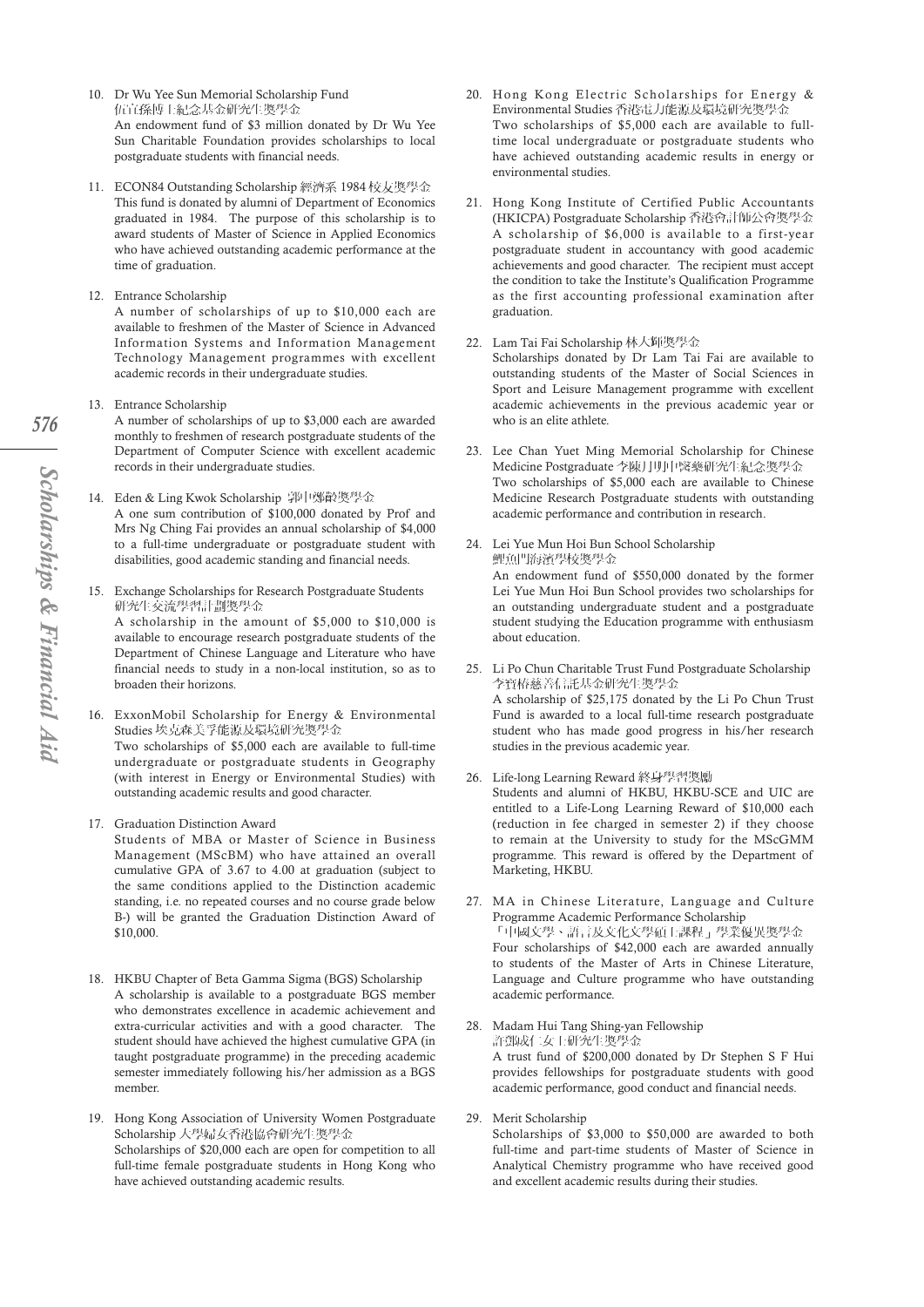10. Dr Wu Yee Sun Memorial Scholarship Fund
伍宜孫博士紀念基金研究生獎學金
An endowment fund of $3 million donated by Dr Wu Yee Sun Charitable Foundation provides scholarships to local postgraduate students with financial needs.

11. ECON84 Outstanding Scholarship 經濟系 1984 校友獎學金
This fund is donated by alumni of Department of Economics graduated in 1984. The purpose of this scholarship is to award students of Master of Science in Applied Economics who have achieved outstanding academic performance at the time of graduation.

12. Entrance Scholarship
A number of scholarships of up to $10,000 each are available to freshmen of the Master of Science in Advanced Information Systems and Information Management Technology Management programmes with excellent academic records in their undergraduate studies.

13. Entrance Scholarship
A number of scholarships of up to $3,000 each are awarded monthly to freshmen of research postgraduate students of the Department of Computer Science with excellent academic records in their undergraduate studies.

14. Eden & Ling Kwok Scholarship 郭伊娜齡獎學金
A one sum contribution of $100,000 donated by Prof and Mrs Ng Ching Fai provides an annual scholarship of $4,000 to a full-time undergraduate or postgraduate student with disabilities, good academic standing and financial needs.

15. Exchange Scholarships for Research Postgraduate Students
研究生交流學習計劃獎學金
A scholarship in the amount of $5,000 to $10,000 is available to encourage research postgraduate students of the Department of Chinese Language and Literature who have financial needs to study in a non-local institution, so as to broaden their horizons.

16. ExxonMobil Scholarship for Energy & Environmental Studies 埃克森美孚能源及環境研究獎學金
Two scholarships of $5,000 each are available to full-time undergraduate or postgraduate students in Geography (with interest in Energy or Environmental Studies) with outstanding academic results and good character.

17. Graduation Distinction Award
Students of MBA or Master of Science in Business Management (MScBM) who have attained an overall cumulative GPA of 3.67 to 4.00 at graduation (subject to the same conditions applied to the Distinction academic standing, i.e. no repeated courses and no course grade below B-) will be granted the Graduation Distinction Award of $10,000.

18. HKBU Chapter of Beta Gamma Sigma (BGS) Scholarship
A scholarship is available to a postgraduate BGS member who demonstrates excellence in academic achievement and extra-curricular activities and with a good character. The student should have achieved the highest cumulative GPA (in taught postgraduate programme) in the preceding academic semester immediately following his/her admission as a BGS member.

19. Hong Kong Association of University Women Postgraduate Scholarship 大學婦女香港協會研究生獎學金
Scholarships of $20,000 each are open for competition to all full-time female postgraduate students in Hong Kong who have achieved outstanding academic results.

20. Hong Kong Electric Scholarships for Energy & Environmental Studies 香港電力能源及環境研究獎學金
Two scholarships of $5,000 each are available to full-time local undergraduate or postgraduate students who have achieved outstanding academic results in energy or environmental studies.

21. Hong Kong Institute of Certified Public Accountants (HKICPA) Postgraduate Scholarship 香港會計師公會獎學金
A scholarship of $6,000 is available to a first-year postgraduate student in accountancy with good academic achievements and good character. The recipient must accept the condition to take the Institute's Qualification Programme as the first accounting professional examination after graduation.

22. Lam Tai Fai Scholarship 林大輝獎學金
Scholarships donated by Dr Lam Tai Fai are available to outstanding students of the Master of Social Sciences in Sport and Leisure Management programme with excellent academic achievements in the previous academic year or who is an elite athlete.

23. Lee Chan Yuet Ming Memorial Scholarship for Chinese Medicine Postgraduate 李陳月明中醫藥研究生紀念獎學金
Two scholarships of $5,000 each are available to Chinese Medicine Research Postgraduate students with outstanding academic performance and contribution in research.

24. Lei Yue Mun Hoi Bun School Scholarship
鯉魚門海濱學校獎學金
An endowment fund of $550,000 donated by the former Lei Yue Mun Hoi Bun School provides two scholarships for an outstanding undergraduate student and a postgraduate student studying the Education programme with enthusiasm about education.

25. Li Po Chun Charitable Trust Fund Postgraduate Scholarship
李寶椿慈善信託基金研究生獎學金
A scholarship of $25,175 donated by the Li Po Chun Trust Fund is awarded to a local full-time research postgraduate student who has made good progress in his/her research studies in the previous academic year.

26. Life-long Learning Reward 終身學習獎勵
Students and alumni of HKBU, HKBU-SCE and UIC are entitled to a Life-Long Learning Reward of $10,000 each (reduction in fee charged in semester 2) if they choose to remain at the University to study for the MScGMM programme. This reward is offered by the Department of Marketing, HKBU.

27. MA in Chinese Literature, Language and Culture Programme Academic Performance Scholarship
「中國文學、語言及文化文學碩士課程」學業優異獎學金
Four scholarships of $42,000 each are awarded annually to students of the Master of Arts in Chinese Literature, Language and Culture programme who have outstanding academic performance.

28. Madam Hui Tang Shing-yan Fellowship
許鄧成仁女士研究生獎學金
A trust fund of $200,000 donated by Dr Stephen S F Hui provides fellowships for postgraduate students with good academic performance, good conduct and financial needs.

29. Merit Scholarship
Scholarships of $3,000 to $50,000 are awarded to both full-time and part-time students of Master of Science in Analytical Chemistry programme who have received good and excellent academic results during their studies.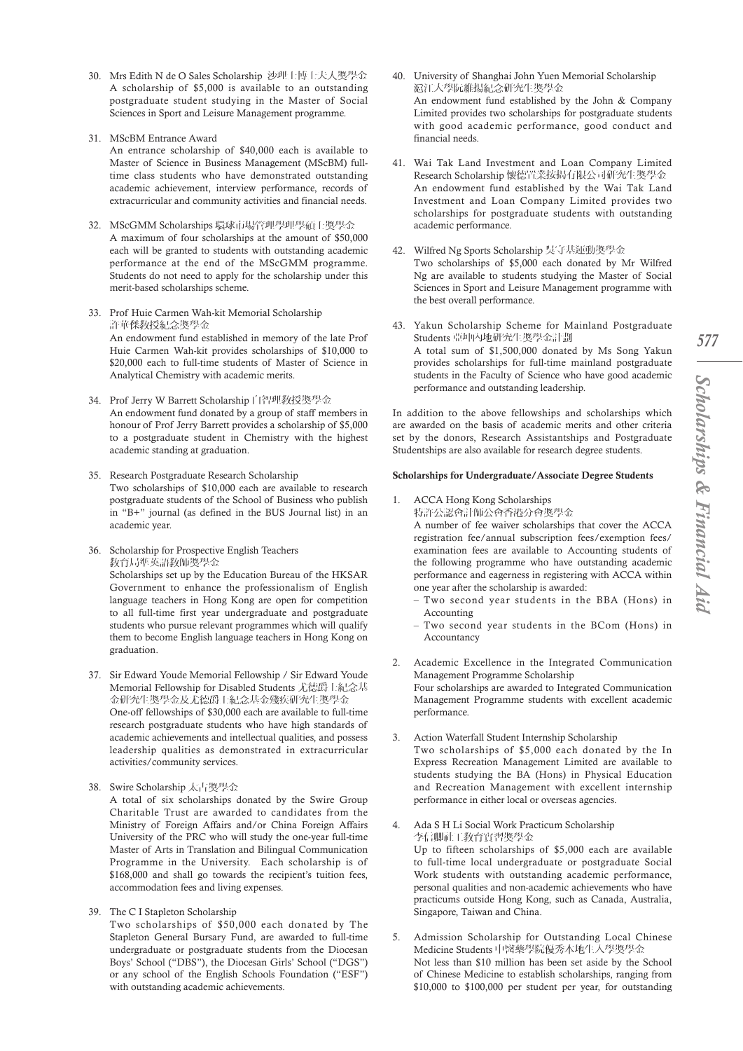30. Mrs Edith N de O Sales Scholarship 沙理士博士夫人獎學金
    A scholarship of $5,000 is available to an outstanding postgraduate student studying in the Master of Social Sciences in Sport and Leisure Management programme.

31. MScBM Entrance Award
    An entrance scholarship of $40,000 each is available to Master of Science in Business Management (MScBM) full-time class students who have demonstrated outstanding academic achievement, interview performance, records of extracurricular and community activities and financial needs.

32. MScGMM Scholarships 環球市場管理學理學碩士獎學金
    A maximum of four scholarships at the amount of $50,000 each will be granted to students with outstanding academic performance at the end of the MScGMM programme. Students do not need to apply for the scholarship under this merit-based scholarships scheme.

33. Prof Huie Carmen Wah-kit Memorial Scholarship 許華傑教授紀念獎學金
    An endowment fund established in memory of the late Prof Huie Carmen Wah-kit provides scholarships of $10,000 to $20,000 each to full-time students of Master of Science in Analytical Chemistry with academic merits.

34. Prof Jerry W Barrett Scholarship 白智理教授獎學金
    An endowment fund donated by a group of staff members in honour of Prof Jerry Barrett provides a scholarship of $5,000 to a postgraduate student in Chemistry with the highest academic standing at graduation.

35. Research Postgraduate Research Scholarship
    Two scholarships of $10,000 each are available to research postgraduate students of the School of Business who publish in "B+" journal (as defined in the BUS Journal list) in an academic year.

36. Scholarship for Prospective English Teachers 教育局準英語教師獎學金
    Scholarships set up by the Education Bureau of the HKSAR Government to enhance the professionalism of English language teachers in Hong Kong are open for competition to all full-time first year undergraduate and postgraduate students who pursue relevant programmes which will qualify them to become English language teachers in Hong Kong on graduation.

37. Sir Edward Youde Memorial Fellowship / Sir Edward Youde Memorial Fellowship for Disabled Students 尤德爵士紀念基金研究生獎學金及尤德爵士紀念基金殘疾研究生獎學金
    One-off fellowships of $30,000 each are available to full-time research postgraduate students who have high standards of academic achievements and intellectual qualities, and possess leadership qualities as demonstrated in extracurricular activities/community services.

38. Swire Scholarship 太古獎學金
    A total of six scholarships donated by the Swire Group Charitable Trust are awarded to candidates from the Ministry of Foreign Affairs and/or China Foreign Affairs University of the PRC who will study the one-year full-time Master of Arts in Translation and Bilingual Communication Programme in the University. Each scholarship is of $168,000 and shall go towards the recipient's tuition fees, accommodation fees and living expenses.

39. The C I Stapleton Scholarship
    Two scholarships of $50,000 each donated by The Stapleton General Bursary Fund, are awarded to full-time undergraduate or postgraduate students from the Diocesan Boys' School ("DBS"), the Diocesan Girls' School ("DGS") or any school of the English Schools Foundation ("ESF") with outstanding academic achievements.

40. University of Shanghai John Yuen Memorial Scholarship 滬江大學阮維揚紀念研究生獎學金
    An endowment fund established by the John & Company Limited provides two scholarships for postgraduate students with good academic performance, good conduct and financial needs.

41. Wai Tak Land Investment and Loan Company Limited Research Scholarship 懷德置業按揭有限公司研究生獎學金
    An endowment fund established by the Wai Tak Land Investment and Loan Company Limited provides two scholarships for postgraduate students with outstanding academic performance.

42. Wilfred Ng Sports Scholarship 吳守基運動獎學金
    Two scholarships of $5,000 each donated by Mr Wilfred Ng are available to students studying the Master of Social Sciences in Sport and Leisure Management programme with the best overall performance.

43. Yakun Scholarship Scheme for Mainland Postgraduate Students 亞坤內地研究生獎學金計劃
    A total sum of $1,500,000 donated by Ms Song Yakun provides scholarships for full-time mainland postgraduate students in the Faculty of Science who have good academic performance and outstanding leadership.

In addition to the above fellowships and scholarships which are awarded on the basis of academic merits and other criteria set by the donors, Research Assistantships and Postgraduate Studentships are also available for research degree students.

**Scholarships for Undergraduate/Associate Degree Students**

1. ACCA Hong Kong Scholarships 特許公認會計師公會香港分會獎學金
   A number of fee waiver scholarships that cover the ACCA registration fee/annual subscription fees/exemption fees/examination fees are available to Accounting students of the following programme who have outstanding academic performance and eagerness in registering with ACCA within one year after the scholarship is awarded:
   - Two second year students in the BBA (Hons) in Accounting
   - Two second year students in the BCom (Hons) in Accountancy

2. Academic Excellence in the Integrated Communication Management Programme Scholarship
   Four scholarships are awarded to Integrated Communication Management Programme students with excellent academic performance.

3. Action Waterfall Student Internship Scholarship
   Two scholarships of $5,000 each donated by the In Express Recreation Management Limited are available to students studying the BA (Hons) in Physical Education and Recreation Management with excellent internship performance in either local or overseas agencies.

4. Ada S H Li Social Work Practicum Scholarship 李信卿社工教育實習獎學金
   Up to fifteen scholarships of $5,000 each are available to full-time local undergraduate or postgraduate Social Work students with outstanding academic performance, personal qualities and non-academic achievements who have practicums outside Hong Kong, such as Canada, Australia, Singapore, Taiwan and China.

5. Admission Scholarship for Outstanding Local Chinese Medicine Students 中醫藥學院優秀本地生入學獎學金
   Not less than $10 million has been set aside by the School of Chinese Medicine to establish scholarships, ranging from $10,000 to $100,000 per student per year, for outstanding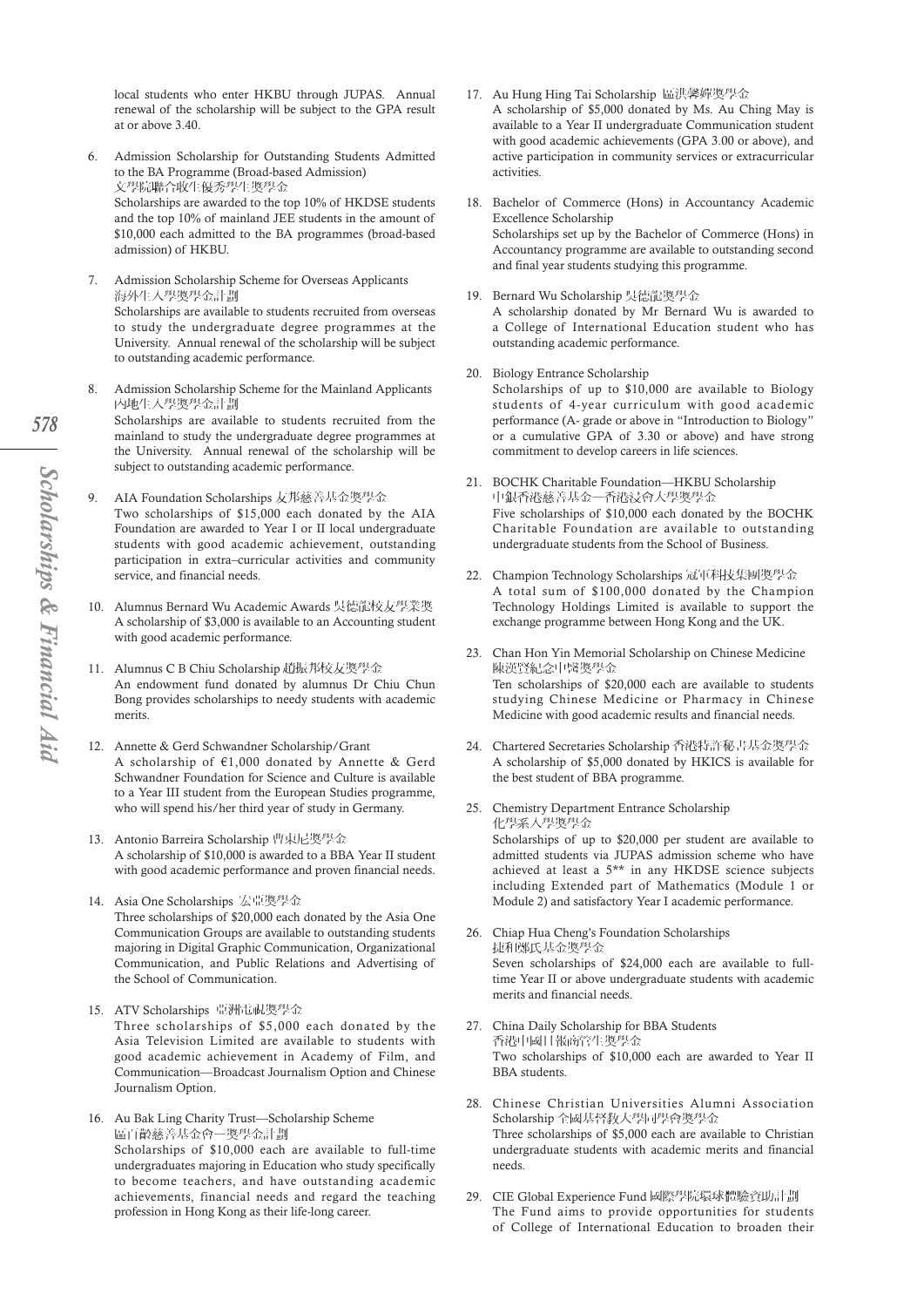local students who enter HKBU through JUPAS. Annual renewal of the scholarship will be subject to the GPA result at or above 3.40.

6. Admission Scholarship for Outstanding Students Admitted to the BA Programme (Broad-based Admission) 文學院聯合收生優秀學生獎學金
   Scholarships are awarded to the top 10% of HKDSE students and the top 10% of mainland JEE students in the amount of $10,000 each admitted to the BA programmes (broad-based admission) of HKBU.

7. Admission Scholarship Scheme for Overseas Applicants 海外生入學獎學金計劃
   Scholarships are available to students recruited from overseas to study the undergraduate degree programmes at the University. Annual renewal of the scholarship will be subject to outstanding academic performance.

8. Admission Scholarship Scheme for the Mainland Applicants 內地生入學獎學金計劃
   Scholarships are available to students recruited from the mainland to study the undergraduate degree programmes at the University. Annual renewal of the scholarship will be subject to outstanding academic performance.

9. AIA Foundation Scholarships 友邦慈善基金獎學金
   Two scholarships of $15,000 each donated by the AIA Foundation are awarded to Year I or II local undergraduate students with good academic achievement, outstanding participation in extra–curricular activities and community service, and financial needs.

10. Alumnus Bernard Wu Academic Awards 吳德龍校友學業獎
    A scholarship of $3,000 is available to an Accounting student with good academic performance.

11. Alumnus C B Chiu Scholarship 趙振邦校友獎學金
    An endowment fund donated by alumnus Dr Chiu Chun Bong provides scholarships to needy students with academic merits.

12. Annette & Gerd Schwandner Scholarship/Grant
    A scholarship of €1,000 donated by Annette & Gerd Schwandner Foundation for Science and Culture is available to a Year III student from the European Studies programme, who will spend his/her third year of study in Germany.

13. Antonio Barreira Scholarship 曹東尼獎學金
    A scholarship of $10,000 is awarded to a BBA Year II student with good academic performance and proven financial needs.

14. Asia One Scholarships 宏亞獎學金
    Three scholarships of $20,000 each donated by the Asia One Communication Groups are available to outstanding students majoring in Digital Graphic Communication, Organizational Communication, and Public Relations and Advertising of the School of Communication.

15. ATV Scholarships 亞洲電視獎學金
    Three scholarships of $5,000 each donated by the Asia Television Limited are available to students with good academic achievement in Academy of Film, and Communication—Broadcast Journalism Option and Chinese Journalism Option.

16. Au Bak Ling Charity Trust—Scholarship Scheme 區百齡慈善基金會—獎學金計劃
    Scholarships of $10,000 each are available to full-time undergraduates majoring in Education who study specifically to become teachers, and have outstanding academic achievements, financial needs and regard the teaching profession in Hong Kong as their life-long career.

17. Au Hung Hing Tai Scholarship 區洪馨娣獎學金
    A scholarship of $5,000 donated by Ms. Au Ching May is available to a Year II undergraduate Communication student with good academic achievements (GPA 3.00 or above), and active participation in community services or extracurricular activities.

18. Bachelor of Commerce (Hons) in Accountancy Academic Excellence Scholarship
    Scholarships set up by the Bachelor of Commerce (Hons) in Accountancy programme are available to outstanding second and final year students studying this programme.

19. Bernard Wu Scholarship 吳德龍獎學金
    A scholarship donated by Mr Bernard Wu is awarded to a College of International Education student who has outstanding academic performance.

20. Biology Entrance Scholarship
    Scholarships of up to $10,000 are available to Biology students of 4-year curriculum with good academic performance (A- grade or above in "Introduction to Biology" or a cumulative GPA of 3.30 or above) and have strong commitment to develop careers in life sciences.

21. BOCHK Charitable Foundation—HKBU Scholarship 中銀香港慈善基金—香港浸會大學獎學金
    Five scholarships of $10,000 each donated by the BOCHK Charitable Foundation are available to outstanding undergraduate students from the School of Business.

22. Champion Technology Scholarships 冠軍科技集團獎學金
    A total sum of $100,000 donated by the Champion Technology Holdings Limited is available to support the exchange programme between Hong Kong and the UK.

23. Chan Hon Yin Memorial Scholarship on Chinese Medicine 陳漢賢紀念中醫獎學金
    Ten scholarships of $20,000 each are available to students studying Chinese Medicine or Pharmacy in Chinese Medicine with good academic results and financial needs.

24. Chartered Secretaries Scholarship 香港特許秘書基金獎學金
    A scholarship of $5,000 donated by HKICS is available for the best student of BBA programme.

25. Chemistry Department Entrance Scholarship 化學系入學獎學金
    Scholarships of up to $20,000 per student are available to admitted students via JUPAS admission scheme who have achieved at least a 5** in any HKDSE science subjects including Extended part of Mathematics (Module 1 or Module 2) and satisfactory Year I academic performance.

26. Chiap Hua Cheng's Foundation Scholarships 捷和鄭氏基金獎學金
    Seven scholarships of $24,000 each are available to full-time Year II or above undergraduate students with academic merits and financial needs.

27. China Daily Scholarship for BBA Students 香港中國日報商管生獎學金
    Two scholarships of $10,000 each are awarded to Year II BBA students.

28. Chinese Christian Universities Alumni Association Scholarship 全國基督教大學同學會獎學金
    Three scholarships of $5,000 each are available to Christian undergraduate students with academic merits and financial needs.

29. CIE Global Experience Fund 國際學院環球體驗資助計劃
    The Fund aims to provide opportunities for students of College of International Education to broaden their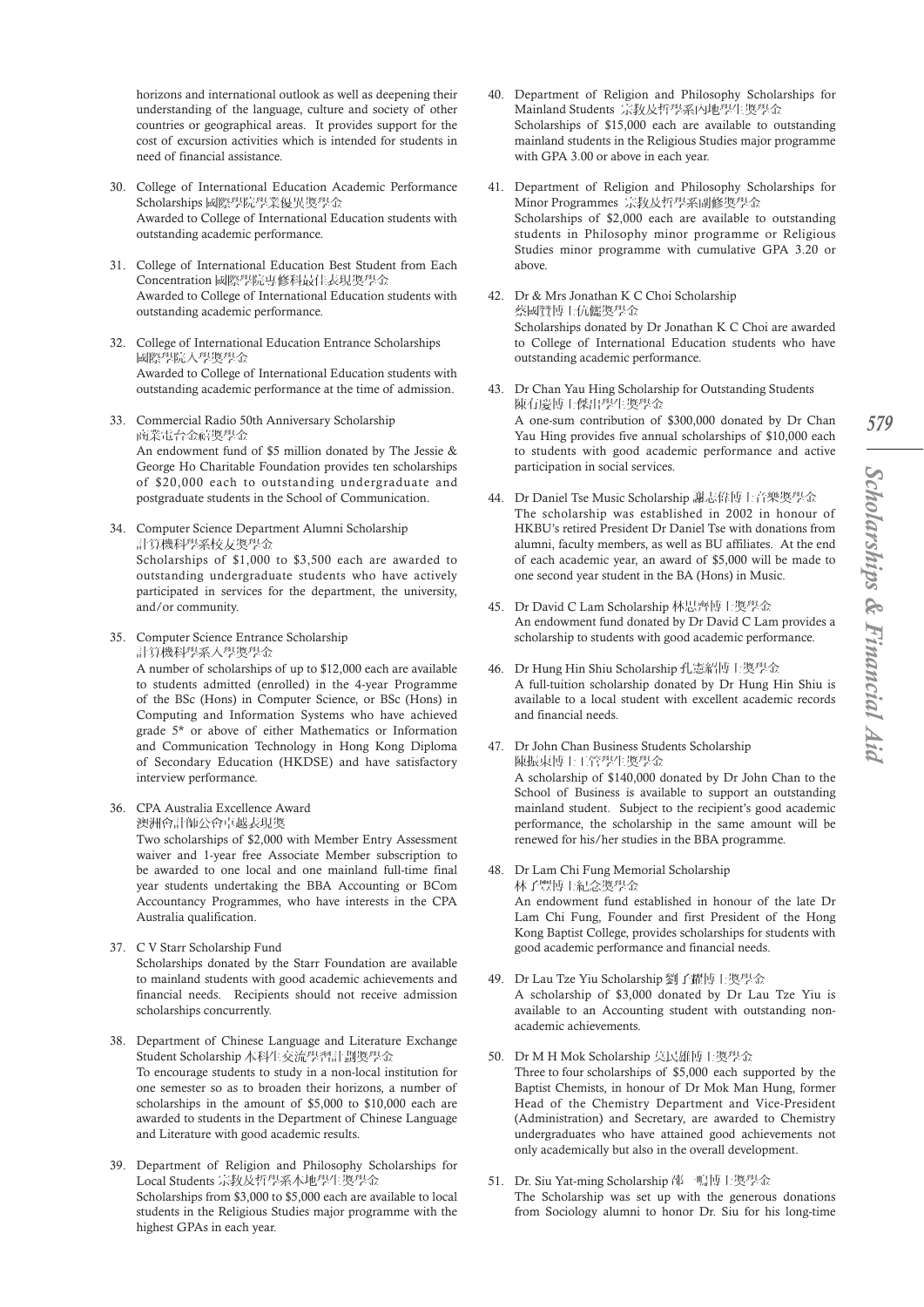horizons and international outlook as well as deepening their understanding of the language, culture and society of other countries or geographical areas. It provides support for the cost of excursion activities which is intended for students in need of financial assistance.

30. College of International Education Academic Performance Scholarships 國際學院學業優異獎學金
Awarded to College of International Education students with outstanding academic performance.

31. College of International Education Best Student from Each Concentration 國際學院專修科最佳表現獎學金
Awarded to College of International Education students with outstanding academic performance.

32. College of International Education Entrance Scholarships 國際學院入學獎學金
Awarded to College of International Education students with outstanding academic performance at the time of admission.

33. Commercial Radio 50th Anniversary Scholarship 商業電台金禧獎學金
An endowment fund of $5 million donated by The Jessie & George Ho Charitable Foundation provides ten scholarships of $20,000 each to outstanding undergraduate and postgraduate students in the School of Communication.

34. Computer Science Department Alumni Scholarship 計算機科學系校友獎學金
Scholarships of $1,000 to $3,500 each are awarded to outstanding undergraduate students who have actively participated in services for the department, the university, and/or community.

35. Computer Science Entrance Scholarship 計算機科學系入學獎學金
A number of scholarships of up to $12,000 each are available to students admitted (enrolled) in the 4-year Programme of the BSc (Hons) in Computer Science, or BSc (Hons) in Computing and Information Systems who have achieved grade 5* or above of either Mathematics or Information and Communication Technology in Hong Kong Diploma of Secondary Education (HKDSE) and have satisfactory interview performance.

36. CPA Australia Excellence Award 澳洲會計師公會卓越表現獎
Two scholarships of $2,000 with Member Entry Assessment waiver and 1-year free Associate Member subscription to be awarded to one local and one mainland full-time final year students undertaking the BBA Accounting or BCom Accountancy Programmes, who have interests in the CPA Australia qualification.

37. C V Starr Scholarship Fund
Scholarships donated by the Starr Foundation are available to mainland students with good academic achievements and financial needs. Recipients should not receive admission scholarships concurrently.

38. Department of Chinese Language and Literature Exchange Student Scholarship 本科生交流學習計劃獎學金
To encourage students to study in a non-local institution for one semester so as to broaden their horizons, a number of scholarships in the amount of $5,000 to $10,000 each are awarded to students in the Department of Chinese Language and Literature with good academic results.

39. Department of Religion and Philosophy Scholarships for Local Students 宗教及哲學系本地學生獎學金
Scholarships from $3,000 to $5,000 each are available to local students in the Religious Studies major programme with the highest GPAs in each year.

40. Department of Religion and Philosophy Scholarships for Mainland Students 宗教及哲學系內地學生獎學金
Scholarships of $15,000 each are available to outstanding mainland students in the Religious Studies major programme with GPA 3.00 or above in each year.

41. Department of Religion and Philosophy Scholarships for Minor Programmes 宗教及哲學系副修獎學金
Scholarships of $2,000 each are available to outstanding students in Philosophy minor programme or Religious Studies minor programme with cumulative GPA 3.20 or above.

42. Dr & Mrs Jonathan K C Choi Scholarship 蔡冠深博士伉儷獎學金
Scholarships donated by Dr Jonathan K C Choi are awarded to College of International Education students who have outstanding academic performance.

43. Dr Chan Yau Hing Scholarship for Outstanding Students 陳有慶博士傑出學生獎學金
A one-sum contribution of $300,000 donated by Dr Chan Yau Hing provides five annual scholarships of $10,000 each to students with good academic performance and active participation in social services.

44. Dr Daniel Tse Music Scholarship 謝志偉博士音樂獎學金
The scholarship was established in 2002 in honour of HKBU's retired President Dr Daniel Tse with donations from alumni, faculty members, as well as BU affiliates. At the end of each academic year, an award of $5,000 will be made to one second year student in the BA (Hons) in Music.

45. Dr David C Lam Scholarship 林思齊博士獎學金
An endowment fund donated by Dr David C Lam provides a scholarship to students with good academic performance.

46. Dr Hung Hin Shiu Scholarship 孔憲紹博士獎學金
A full-tuition scholarship donated by Dr Hung Hin Shiu is available to a local student with excellent academic records and financial needs.

47. Dr John Chan Business Students Scholarship 陳振東博士工管學生獎學金
A scholarship of $140,000 donated by Dr John Chan to the School of Business is available to support an outstanding mainland student. Subject to the recipient's good academic performance, the scholarship in the same amount will be renewed for his/her studies in the BBA programme.

48. Dr Lam Chi Fung Memorial Scholarship 林子豐博士紀念獎學金
An endowment fund established in honour of the late Dr Lam Chi Fung, Founder and first President of the Hong Kong Baptist College, provides scholarships for students with good academic performance and financial needs.

49. Dr Lau Tze Yiu Scholarship 劉子耀博士獎學金
A scholarship of $3,000 donated by Dr Lau Tze Yiu is available to an Accounting student with outstanding non-academic achievements.

50. Dr M H Mok Scholarship 莫民雄博士獎學金
Three to four scholarships of $5,000 each supported by the Baptist Chemists, in honour of Dr Mok Man Hung, former Head of the Chemistry Department and Vice-President (Administration) and Secretary, are awarded to Chemistry undergraduates who have attained good achievements not only academically but also in the overall development.

51. Dr. Siu Yat-ming Scholarship 邵一鳴博士獎學金
The Scholarship was set up with the generous donations from Sociology alumni to honor Dr. Siu for his long-time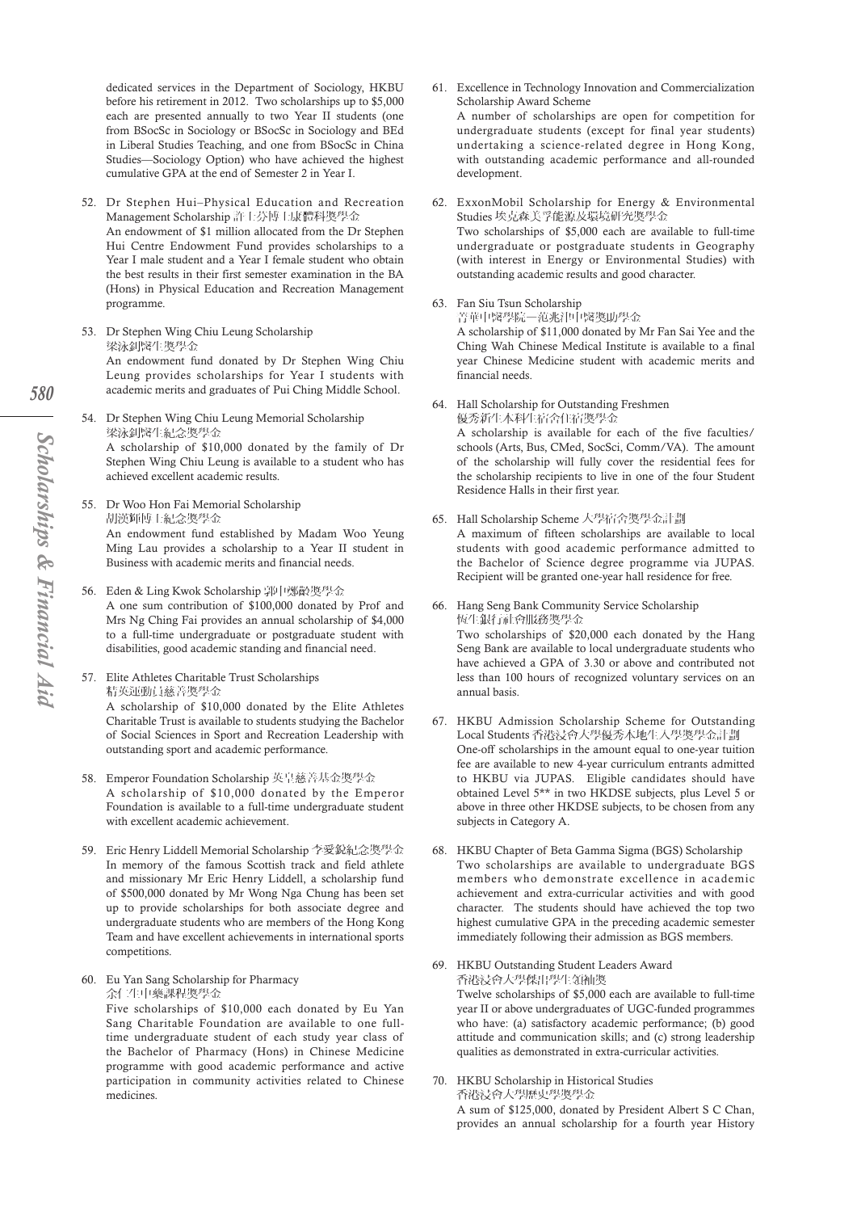dedicated services in the Department of Sociology, HKBU before his retirement in 2012. Two scholarships up to $5,000 each are presented annually to two Year II students (one from BSocSc in Sociology or BSocSc in Sociology and BEd in Liberal Studies Teaching, and one from BSocSc in China Studies—Sociology Option) who have achieved the highest cumulative GPA at the end of Semester 2 in Year I.

52. Dr Stephen Hui–Physical Education and Recreation Management Scholarship 許士芬博士康體科獎學金
    An endowment of $1 million allocated from the Dr Stephen Hui Centre Endowment Fund provides scholarships to a Year I male student and a Year I female student who obtain the best results in their first semester examination in the BA (Hons) in Physical Education and Recreation Management programme.

53. Dr Stephen Wing Chiu Leung Scholarship
    梁詠釗醫生獎學金
    An endowment fund donated by Dr Stephen Wing Chiu Leung provides scholarships for Year I students with academic merits and graduates of Pui Ching Middle School.

54. Dr Stephen Wing Chiu Leung Memorial Scholarship
    梁詠釗醫生紀念獎學金
    A scholarship of $10,000 donated by the family of Dr Stephen Wing Chiu Leung is available to a student who has achieved excellent academic results.

55. Dr Woo Hon Fai Memorial Scholarship
    胡漢輝博士紀念獎學金
    An endowment fund established by Madam Woo Yeung Ming Lau provides a scholarship to a Year II student in Business with academic merits and financial needs.

56. Eden & Ling Kwok Scholarship 郭正鄭齡獎學金
    A one sum contribution of $100,000 donated by Prof and Mrs Ng Ching Fai provides an annual scholarship of $4,000 to a full-time undergraduate or postgraduate student with disabilities, good academic standing and financial need.

57. Elite Athletes Charitable Trust Scholarships
    精英運動員慈善獎學金
    A scholarship of $10,000 donated by the Elite Athletes Charitable Trust is available to students studying the Bachelor of Social Sciences in Sport and Recreation Leadership with outstanding sport and academic performance.

58. Emperor Foundation Scholarship 英皇慈善基金獎學金
    A scholarship of $10,000 donated by the Emperor Foundation is available to a full-time undergraduate student with excellent academic achievement.

59. Eric Henry Liddell Memorial Scholarship 李愛銳紀念獎學金
    In memory of the famous Scottish track and field athlete and missionary Mr Eric Henry Liddell, a scholarship fund of $500,000 donated by Mr Wong Nga Chung has been set up to provide scholarships for both associate degree and undergraduate students who are members of the Hong Kong Team and have excellent achievements in international sports competitions.

60. Eu Yan Sang Scholarship for Pharmacy
    余仁生中藥課程獎學金
    Five scholarships of $10,000 each donated by Eu Yan Sang Charitable Foundation are available to one full-time undergraduate student of each study year class of the Bachelor of Pharmacy (Hons) in Chinese Medicine programme with good academic performance and active participation in community activities related to Chinese medicines.

61. Excellence in Technology Innovation and Commercialization Scholarship Award Scheme
    A number of scholarships are open for competition for undergraduate students (except for final year students) undertaking a science-related degree in Hong Kong, with outstanding academic performance and all-rounded development.

62. ExxonMobil Scholarship for Energy & Environmental Studies 埃克森美孚能源及環境研究獎學金
    Two scholarships of $5,000 each are available to full-time undergraduate or postgraduate students in Geography (with interest in Energy or Environmental Studies) with outstanding academic results and good character.

63. Fan Siu Tsun Scholarship
    菁華中醫學院—范兆津中醫獎助學金
    A scholarship of $11,000 donated by Mr Fan Sai Yee and the Ching Wah Chinese Medical Institute is available to a final year Chinese Medicine student with academic merits and financial needs.

64. Hall Scholarship for Outstanding Freshmen
    優秀新生本科生宿舍住宿獎學金
    A scholarship is available for each of the five faculties/schools (Arts, Bus, CMed, SocSci, Comm/VA). The amount of the scholarship will fully cover the residential fees for the scholarship recipients to live in one of the four Student Residence Halls in their first year.

65. Hall Scholarship Scheme 大學宿舍獎學金計劃
    A maximum of fifteen scholarships are available to local students with good academic performance admitted to the Bachelor of Science degree programme via JUPAS. Recipient will be granted one-year hall residence for free.

66. Hang Seng Bank Community Service Scholarship
    恒生銀行社會服務獎學金
    Two scholarships of $20,000 each donated by the Hang Seng Bank are available to local undergraduate students who have achieved a GPA of 3.30 or above and contributed not less than 100 hours of recognized voluntary services on an annual basis.

67. HKBU Admission Scholarship Scheme for Outstanding Local Students 香港浸會大學優秀本地生入學獎學金計劃
    One-off scholarships in the amount equal to one-year tuition fee are available to new 4-year curriculum entrants admitted to HKBU via JUPAS. Eligible candidates should have obtained Level 5** in two HKDSE subjects, plus Level 5 or above in three other HKDSE subjects, to be chosen from any subjects in Category A.

68. HKBU Chapter of Beta Gamma Sigma (BGS) Scholarship
    Two scholarships are available to undergraduate BGS members who demonstrate excellence in academic achievement and extra-curricular activities and with good character. The students should have achieved the top two highest cumulative GPA in the preceding academic semester immediately following their admission as BGS members.

69. HKBU Outstanding Student Leaders Award
    香港浸會大學傑出學生領袖獎
    Twelve scholarships of $5,000 each are available to full-time year II or above undergraduates of UGC-funded programmes who have: (a) satisfactory academic performance; (b) good attitude and communication skills; and (c) strong leadership qualities as demonstrated in extra-curricular activities.

70. HKBU Scholarship in Historical Studies
    香港浸會大學歷史學獎學金
    A sum of $125,000, donated by President Albert S C Chan, provides an annual scholarship for a fourth year History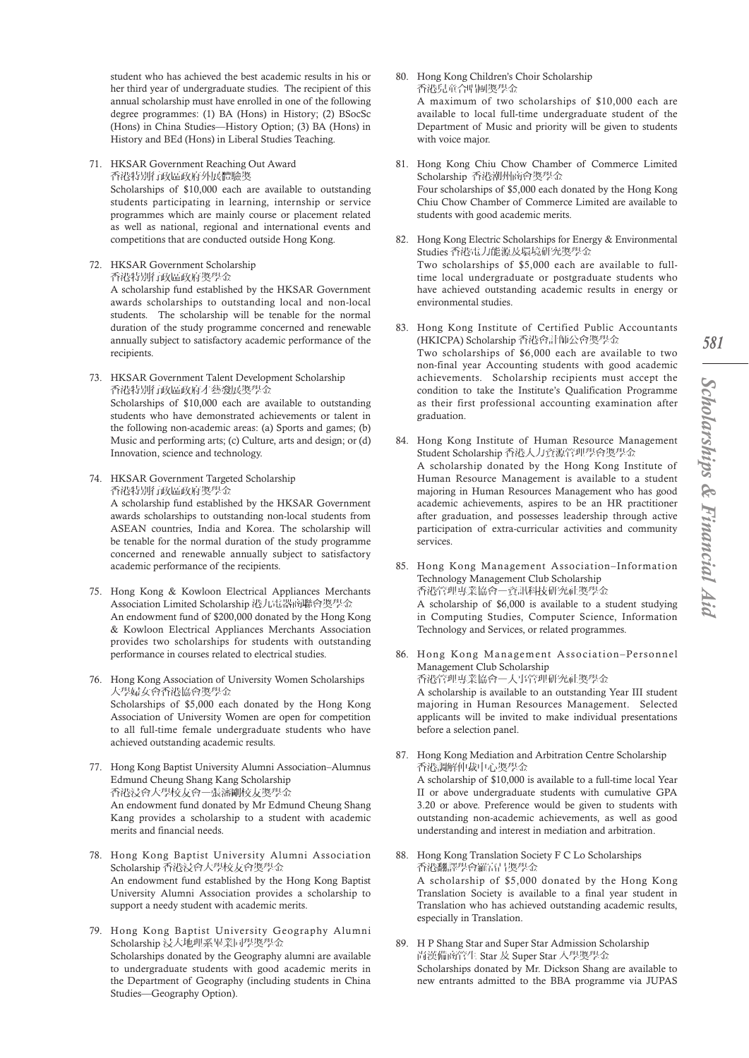student who has achieved the best academic results in his or her third year of undergraduate studies. The recipient of this annual scholarship must have enrolled in one of the following degree programmes: (1) BA (Hons) in History; (2) BSocSc (Hons) in China Studies—History Option; (3) BA (Hons) in History and BEd (Hons) in Liberal Studies Teaching.

71. HKSAR Government Reaching Out Award
香港特別行政區政府外展體驗獎
Scholarships of $10,000 each are available to outstanding students participating in learning, internship or service programmes which are mainly course or placement related as well as national, regional and international events and competitions that are conducted outside Hong Kong.

72. HKSAR Government Scholarship
香港特別行政區政府獎學金
A scholarship fund established by the HKSAR Government awards scholarships to outstanding local and non-local students. The scholarship will be tenable for the normal duration of the study programme concerned and renewable annually subject to satisfactory academic performance of the recipients.

73. HKSAR Government Talent Development Scholarship
香港特別行政區政府才藝發展獎學金
Scholarships of $10,000 each are available to outstanding students who have demonstrated achievements or talent in the following non-academic areas: (a) Sports and games; (b) Music and performing arts; (c) Culture, arts and design; or (d) Innovation, science and technology.

74. HKSAR Government Targeted Scholarship
香港特別行政區政府獎學金
A scholarship fund established by the HKSAR Government awards scholarships to outstanding non-local students from ASEAN countries, India and Korea. The scholarship will be tenable for the normal duration of the study programme concerned and renewable annually subject to satisfactory academic performance of the recipients.

75. Hong Kong & Kowloon Electrical Appliances Merchants Association Limited Scholarship 港九電器商聯會獎學金
An endowment fund of $200,000 donated by the Hong Kong & Kowloon Electrical Appliances Merchants Association provides two scholarships for students with outstanding performance in courses related to electrical studies.

76. Hong Kong Association of University Women Scholarships
大學婦女會香港協會獎學金
Scholarships of $5,000 each donated by the Hong Kong Association of University Women are open for competition to all full-time female undergraduate students who have achieved outstanding academic results.

77. Hong Kong Baptist University Alumni Association–Alumnus Edmund Cheung Shang Kang Scholarship
香港浸會大學校友會—張濤剛校友獎學金
An endowment fund donated by Mr Edmund Cheung Shang Kang provides a scholarship to a student with academic merits and financial needs.

78. Hong Kong Baptist University Alumni Association Scholarship 香港浸會大學校友會獎學金
An endowment fund established by the Hong Kong Baptist University Alumni Association provides a scholarship to support a needy student with academic merits.

79. Hong Kong Baptist University Geography Alumni Scholarship 浸大地理系畢業同學獎學金
Scholarships donated by the Geography alumni are available to undergraduate students with good academic merits in the Department of Geography (including students in China Studies—Geography Option).

80. Hong Kong Children's Choir Scholarship
香港兒童合唱團獎學金
A maximum of two scholarships of $10,000 each are available to local full-time undergraduate student of the Department of Music and priority will be given to students with voice major.

81. Hong Kong Chiu Chow Chamber of Commerce Limited Scholarship 香港潮州商會獎學金
Four scholarships of $5,000 each donated by the Hong Kong Chiu Chow Chamber of Commerce Limited are available to students with good academic merits.

82. Hong Kong Electric Scholarships for Energy & Environmental Studies 香港電力能源及環境研究獎學金
Two scholarships of $5,000 each are available to full-time local undergraduate or postgraduate students who have achieved outstanding academic results in energy or environmental studies.

83. Hong Kong Institute of Certified Public Accountants (HKICPA) Scholarship 香港會計師公會獎學金
Two scholarships of $6,000 each are available to two non-final year Accounting students with good academic achievements. Scholarship recipients must accept the condition to take the Institute's Qualification Programme as their first professional accounting examination after graduation.

84. Hong Kong Institute of Human Resource Management Student Scholarship 香港人力資源管理學會獎學金
A scholarship donated by the Hong Kong Institute of Human Resource Management is available to a student majoring in Human Resources Management who has good academic achievements, aspires to be an HR practitioner after graduation, and possesses leadership through active participation of extra-curricular activities and community services.

85. Hong Kong Management Association–Information Technology Management Club Scholarship
香港管理專業協會—資訊科技研究社獎學金
A scholarship of $6,000 is available to a student studying in Computing Studies, Computer Science, Information Technology and Services, or related programmes.

86. Hong Kong Management Association–Personnel Management Club Scholarship
香港管理專業協會—人事管理研究社獎學金
A scholarship is available to an outstanding Year III student majoring in Human Resources Management. Selected applicants will be invited to make individual presentations before a selection panel.

87. Hong Kong Mediation and Arbitration Centre Scholarship
香港調解仲裁中心獎學金
A scholarship of $10,000 is available to a full-time local Year II or above undergraduate students with cumulative GPA 3.20 or above. Preference would be given to students with outstanding non-academic achievements, as well as good understanding and interest in mediation and arbitration.

88. Hong Kong Translation Society F C Lo Scholarships
香港翻譯學會羅富昌獎學金
A scholarship of $5,000 donated by the Hong Kong Translation Society is available to a final year student in Translation who has achieved outstanding academic results, especially in Translation.

89. H P Shang Star and Super Star Admission Scholarship
尚波儒商之星 Star 及 Super Star 入學獎學金
Scholarships donated by Mr. Dickson Shang are available to new entrants admitted to the BBA programme via JUPAS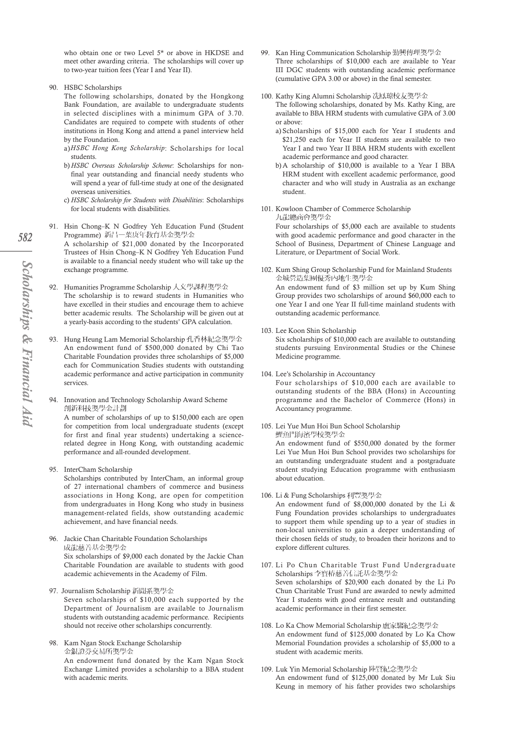who obtain one or two Level 5* or above in HKDSE and meet other awarding criteria. The scholarships will cover up to two-year tuition fees (Year I and Year II).

90. HSBC Scholarships

    The following scholarships, donated by the Hongkong Bank Foundation, are available to undergraduate students in selected disciplines with a minimum GPA of 3.70. Candidates are required to compete with students of other institutions in Hong Kong and attend a panel interview held by the Foundation.

    a) *HSBC Hong Kong Scholarship*: Scholarships for local students.
    b) *HSBC Overseas Scholarship Scheme*: Scholarships for non-final year outstanding and financial needy students who will spend a year of full-time study at one of the designated overseas universities.
    c) *HSBC Scholarship for Students with Disabilities*: Scholarships for local students with disabilities.

91. Hsin Chong–K N Godfrey Yeh Education Fund (Student Programme) 新昌—葉庚年教育基金獎學金

    A scholarship of $21,000 donated by the Incorporated Trustees of Hsin Chong–K N Godfrey Yeh Education Fund is available to a financial needy student who will take up the exchange programme.

92. Humanities Programme Scholarship 人文學課程獎學金

    The scholarship is to reward students in Humanities who have excelled in their studies and encourage them to achieve better academic results. The Scholarship will be given out at a yearly-basis according to the students' GPA calculation.

93. Hung Heung Lam Memorial Scholarship 孔香林紀念獎學金

    An endowment fund of $500,000 donated by Chi Tao Charitable Foundation provides three scholarships of $5,000 each for Communication Studies students with outstanding academic performance and active participation in community services.

94. Innovation and Technology Scholarship Award Scheme 創新科技獎學金計劃

    A number of scholarships of up to $150,000 each are open for competition from local undergraduate students (except for first and final year students) undertaking a science-related degree in Hong Kong, with outstanding academic performance and all-rounded development.

95. InterCham Scholarship

    Scholarships contributed by InterCham, an informal group of 27 international chambers of commerce and business associations in Hong Kong, are open for competition from undergraduates in Hong Kong who study in business management-related fields, show outstanding academic achievement, and have financial needs.

96. Jackie Chan Charitable Foundation Scholarships 成龍慈善基金獎學金

    Six scholarships of $9,000 each donated by the Jackie Chan Charitable Foundation are available to students with good academic achievements in the Academy of Film.

97. Journalism Scholarship 新聞系獎學金

    Seven scholarships of $10,000 each supported by the Department of Journalism are available to Journalism students with outstanding academic performance. Recipients should not receive other scholarships concurrently.

98. Kam Ngan Stock Exchange Scholarship 金銀證券交易所獎學金

    An endowment fund donated by the Kam Ngan Stock Exchange Limited provides a scholarship to a BBA student with academic merits.

99. Kan Hing Communication Scholarship 勤興傳理獎學金

    Three scholarships of $10,000 each are available to Year III DGC students with outstanding academic performance (cumulative GPA 3.00 or above) in the final semester.

100. Kathy King Alumni Scholarship 冼鳳瓊校友獎學金

    The following scholarships, donated by Ms. Kathy King, are available to BBA HRM students with cumulative GPA of 3.00 or above:

    a) Scholarships of $15,000 each for Year I students and $21,250 each for Year II students are available to two Year I and two Year II BBA HRM students with excellent academic performance and good character.
    b) A scholarship of $10,000 is available to a Year I BBA HRM student with excellent academic performance, good character and who will study in Australia as an exchange student.

101. Kowloon Chamber of Commerce Scholarship 九龍總商會獎學金

    Four scholarships of $5,000 each are available to students with good academic performance and good character in the School of Business, Department of Chinese Language and Literature, or Department of Social Work.

102. Kum Shing Group Scholarship Fund for Mainland Students 金城營造集團優秀內地生獎學金

    An endowment fund of $3 million set up by Kum Shing Group provides two scholarships of around $60,000 each to one Year I and one Year II full-time mainland students with outstanding academic performance.

103. Lee Koon Shin Scholarship

    Six scholarships of $10,000 each are available to outstanding students pursuing Environmental Studies or the Chinese Medicine programme.

104. Lee's Scholarship in Accountancy

    Four scholarships of $10,000 each are available to outstanding students of the BBA (Hons) in Accounting programme and the Bachelor of Commerce (Hons) in Accountancy programme.

105. Lei Yue Mun Hoi Bun School Scholarship 鯉魚門海濱學校獎學金

    An endowment fund of $550,000 donated by the former Lei Yue Mun Hoi Bun School provides two scholarships for an outstanding undergraduate student and a postgraduate student studying Education programme with enthusiasm about education.

106. Li & Fung Scholarships 利豐獎學金

    An endowment fund of $8,000,000 donated by the Li & Fung Foundation provides scholarships to undergraduates to support them while spending up to a year of studies in non-local universities to gain a deeper understanding of their chosen fields of study, to broaden their horizons and to explore different cultures.

107. Li Po Chun Charitable Trust Fund Undergraduate Scholarships 李寶椿慈善信託基金獎學金

    Seven scholarships of $20,900 each donated by the Li Po Chun Charitable Trust Fund are awarded to newly admitted Year I students with good entrance result and outstanding academic performance in their first semester.

108. Lo Ka Chow Memorial Scholarship 盧家驄紀念獎學金

    An endowment fund of $125,000 donated by Lo Ka Chow Memorial Foundation provides a scholarship of $5,000 to a student with academic merits.

109. Luk Yin Memorial Scholarship 陸賢紀念獎學金

    An endowment fund of $125,000 donated by Mr Luk Siu Keung in memory of his father provides two scholarships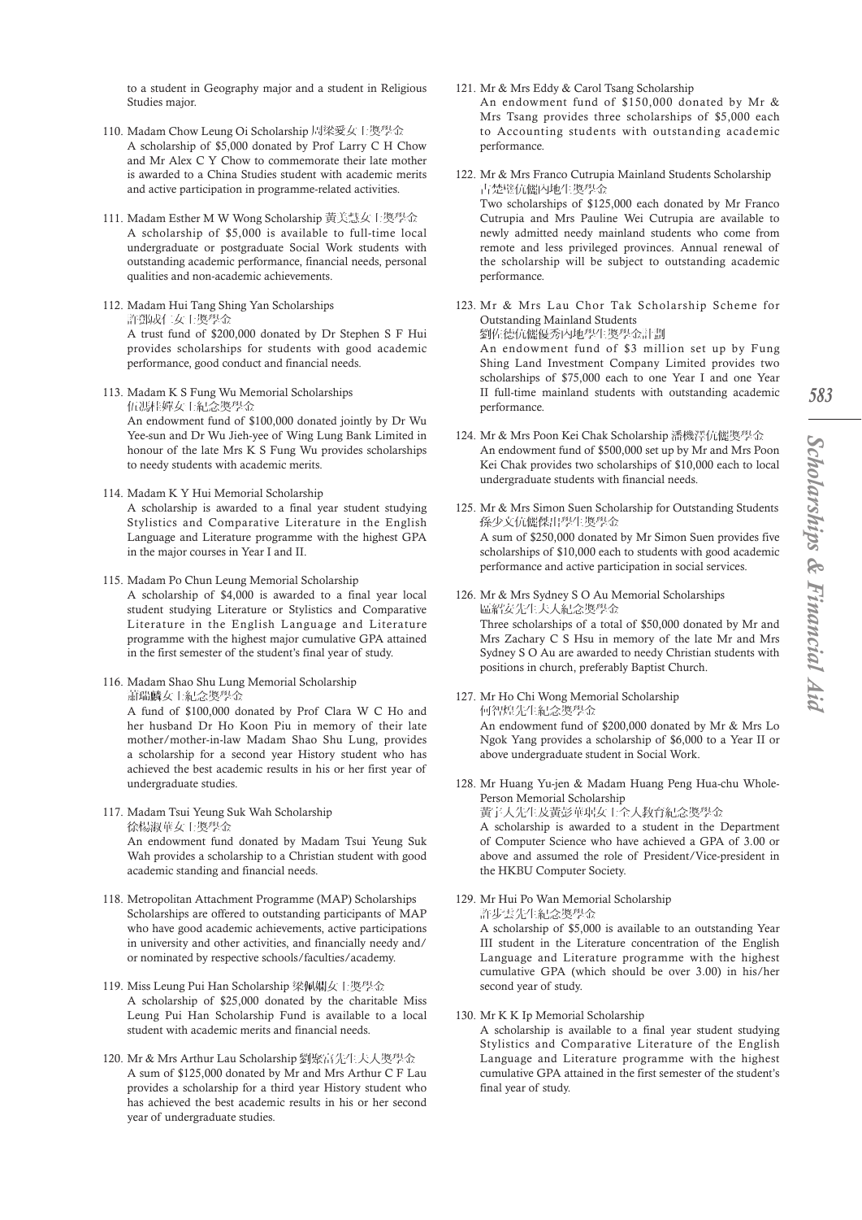to a student in Geography major and a student in Religious Studies major.

110. Madam Chow Leung Oi Scholarship 周梁愛女士獎學金
A scholarship of $5,000 donated by Prof Larry C H Chow and Mr Alex C Y Chow to commemorate their late mother is awarded to a China Studies student with academic merits and active participation in programme-related activities.

111. Madam Esther M W Wong Scholarship 黃美慧女士獎學金
A scholarship of $5,000 is available to full-time local undergraduate or postgraduate Social Work students with outstanding academic performance, financial needs, personal qualities and non-academic achievements.

112. Madam Hui Tang Shing Yan Scholarships
許鄧成仁女士獎學金
A trust fund of $200,000 donated by Dr Stephen S F Hui provides scholarships for students with good academic performance, good conduct and financial needs.

113. Madam K S Fung Wu Memorial Scholarships
伍馮桂嬋女士紀念獎學金
An endowment fund of $100,000 donated jointly by Dr Wu Yee-sun and Dr Wu Jieh-yee of Wing Lung Bank Limited in honour of the late Mrs K S Fung Wu provides scholarships to needy students with academic merits.

114. Madam K Y Hui Memorial Scholarship
A scholarship is awarded to a final year student studying Stylistics and Comparative Literature in the English Language and Literature programme with the highest GPA in the major courses in Year I and II.

115. Madam Po Chun Leung Memorial Scholarship
A scholarship of $4,000 is awarded to a final year local student studying Literature or Stylistics and Comparative Literature in the English Language and Literature programme with the highest major cumulative GPA attained in the first semester of the student's final year of study.

116. Madam Shao Shu Lung Memorial Scholarship
邵瑞麟女士紀念獎學金
A fund of $100,000 donated by Prof Clara W C Ho and her husband Dr Ho Koon Piu in memory of their late mother/mother-in-law Madam Shao Shu Lung, provides a scholarship for a second year History student who has achieved the best academic results in his or her first year of undergraduate studies.

117. Madam Tsui Yeung Suk Wah Scholarship
徐楊淑華女士獎學金
An endowment fund donated by Madam Tsui Yeung Suk Wah provides a scholarship to a Christian student with good academic standing and financial needs.

118. Metropolitan Attachment Programme (MAP) Scholarships
Scholarships are offered to outstanding participants of MAP who have good academic achievements, active participations in university and other activities, and financially needy and/or nominated by respective schools/faculties/academy.

119. Miss Leung Pui Han Scholarship 梁佩嫻女士獎學金
A scholarship of $25,000 donated by the charitable Miss Leung Pui Han Scholarship Fund is available to a local student with academic merits and financial needs.

120. Mr & Mrs Arthur Lau Scholarship 劉聚富先生夫人獎學金
A sum of $125,000 donated by Mr and Mrs Arthur C F Lau provides a scholarship for a third year History student who has achieved the best academic results in his or her second year of undergraduate studies.

121. Mr & Mrs Eddy & Carol Tsang Scholarship
An endowment fund of $150,000 donated by Mr & Mrs Tsang provides three scholarships of $5,000 each to Accounting students with outstanding academic performance.

122. Mr & Mrs Franco Cutrupia Mainland Students Scholarship
古楚璧伉儷內地生獎學金
Two scholarships of $125,000 each donated by Mr Franco Cutrupia and Mrs Pauline Wei Cutrupia are available to newly admitted needy mainland students who come from remote and less privileged provinces. Annual renewal of the scholarship will be subject to outstanding academic performance.

123. Mr & Mrs Lau Chor Tak Scholarship Scheme for Outstanding Mainland Students
劉佐德伉儷優秀內地學生獎學金計劃
An endowment fund of $3 million set up by Fung Shing Land Investment Company Limited provides two scholarships of $75,000 each to one Year I and one Year II full-time mainland students with outstanding academic performance.

124. Mr & Mrs Poon Kei Chak Scholarship 潘機澤伉儷獎學金
An endowment fund of $500,000 set up by Mr and Mrs Poon Kei Chak provides two scholarships of $10,000 each to local undergraduate students with financial needs.

125. Mr & Mrs Simon Suen Scholarship for Outstanding Students
孫少文伉儷傑出學生獎學金
A sum of $250,000 donated by Mr Simon Suen provides five scholarships of $10,000 each to students with good academic performance and active participation in social services.

126. Mr & Mrs Sydney S O Au Memorial Scholarships
區紹安先生夫人紀念獎學金
Three scholarships of a total of $50,000 donated by Mr and Mrs Zachary C S Hsu in memory of the late Mr and Mrs Sydney S O Au are awarded to needy Christian students with positions in church, preferably Baptist Church.

127. Mr Ho Chi Wong Memorial Scholarship
何智煌先生紀念獎學金
An endowment fund of $200,000 donated by Mr & Mrs Lo Ngok Yang provides a scholarship of $6,000 to a Year II or above undergraduate student in Social Work.

128. Mr Huang Yu-jen & Madam Huang Peng Hua-chu Whole-Person Memorial Scholarship
黃宇人先生及黃彭華埠女士全人教育紀念獎學金
A scholarship is awarded to a student in the Department of Computer Science who have achieved a GPA of 3.00 or above and assumed the role of President/Vice-president in the HKBU Computer Society.

129. Mr Hui Po Wan Memorial Scholarship
許步雲先生紀念獎學金
A scholarship of $5,000 is available to an outstanding Year III student in the Literature concentration of the English Language and Literature programme with the highest cumulative GPA (which should be over 3.00) in his/her second year of study.

130. Mr K K Ip Memorial Scholarship
A scholarship is available to a final year student studying Stylistics and Comparative Literature of the English Language and Literature programme with the highest cumulative GPA attained in the first semester of the student's final year of study.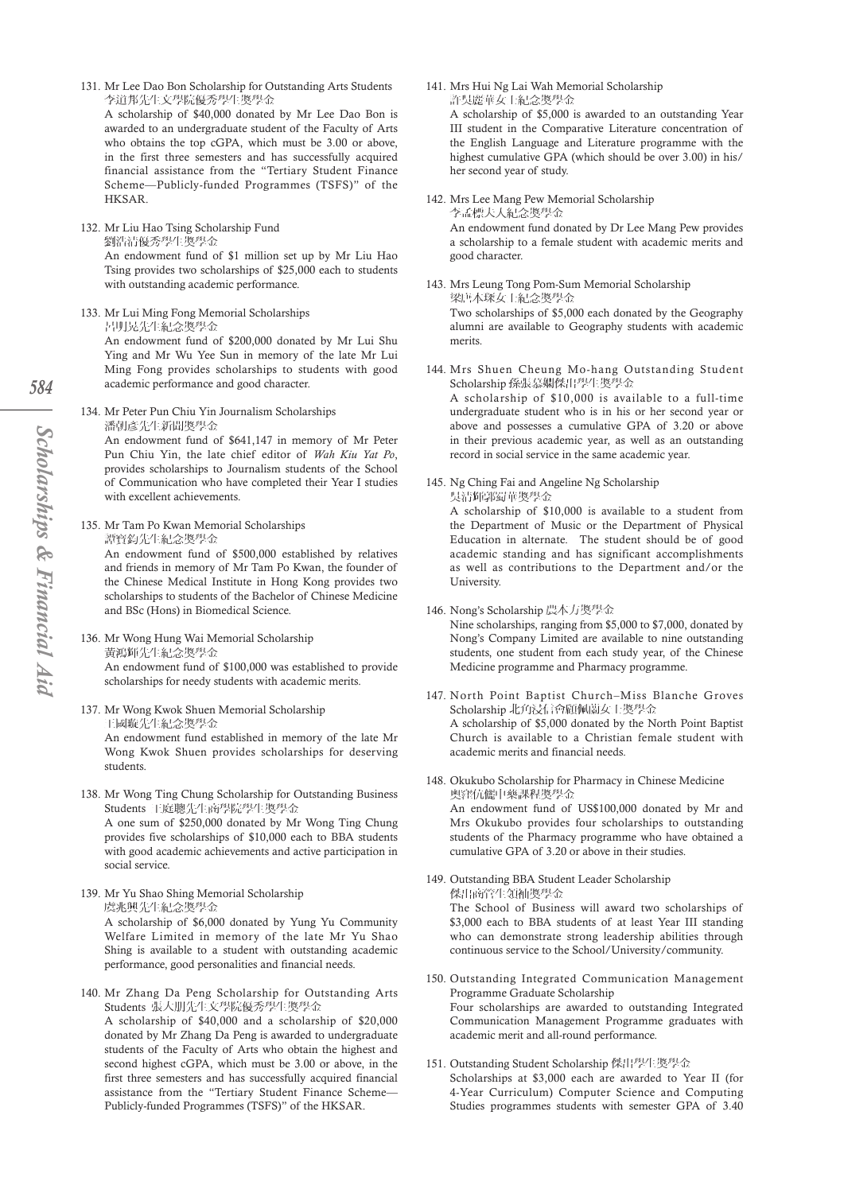131. Mr Lee Dao Bon Scholarship for Outstanding Arts Students 李道邦先生文學院優秀學生獎學金
A scholarship of $40,000 donated by Mr Lee Dao Bon is awarded to an undergraduate student of the Faculty of Arts who obtains the top cGPA, which must be 3.00 or above, in the first three semesters and has successfully acquired financial assistance from the "Tertiary Student Finance Scheme—Publicly-funded Programmes (TSFS)" of the HKSAR.

132. Mr Liu Hao Tsing Scholarship Fund 劉浩清優秀學生獎學金
An endowment fund of $1 million set up by Mr Liu Hao Tsing provides two scholarships of $25,000 each to students with outstanding academic performance.

133. Mr Lui Ming Fong Memorial Scholarships 呂明晃先生紀念獎學金
An endowment fund of $200,000 donated by Mr Lui Shu Ying and Mr Wu Yee Sun in memory of the late Mr Lui Ming Fong provides scholarships to students with good academic performance and good character.

134. Mr Peter Pun Chiu Yin Journalism Scholarships 潘朝彥先生新聞獎學金
An endowment fund of $641,147 in memory of Mr Peter Pun Chiu Yin, the late chief editor of *Wah Kiu Yat Po*, provides scholarships to Journalism students of the School of Communication who have completed their Year I studies with excellent achievements.

135. Mr Tam Po Kwan Memorial Scholarships 譚寶鈞先生紀念獎學金
An endowment fund of $500,000 established by relatives and friends in memory of Mr Tam Po Kwan, the founder of the Chinese Medical Institute in Hong Kong provides two scholarships to students of the Bachelor of Chinese Medicine and BSc (Hons) in Biomedical Science.

136. Mr Wong Hung Wai Memorial Scholarship 黃鴻緯先生紀念獎學金
An endowment fund of $100,000 was established to provide scholarships for needy students with academic merits.

137. Mr Wong Kwok Shuen Memorial Scholarship 王國璇先生紀念獎學金
An endowment fund established in memory of the late Mr Wong Kwok Shuen provides scholarships for deserving students.

138. Mr Wong Ting Chung Scholarship for Outstanding Business Students 王庭聰先生商學院學生獎學金
A one sum of $250,000 donated by Mr Wong Ting Chung provides five scholarships of $10,000 each to BBA students with good academic achievements and active participation in social service.

139. Mr Yu Shao Shing Memorial Scholarship 虞兆興先生紀念獎學金
A scholarship of $6,000 donated by Yung Yu Community Welfare Limited in memory of the late Mr Yu Shao Shing is available to a student with outstanding academic performance, good personalities and financial needs.

140. Mr Zhang Da Peng Scholarship for Outstanding Arts Students 張大朋先生文學院優秀學生獎學金
A scholarship of $40,000 and a scholarship of $20,000 donated by Mr Zhang Da Peng is awarded to undergraduate students of the Faculty of Arts who obtain the highest and second highest cGPA, which must be 3.00 or above, in the first three semesters and has successfully acquired financial assistance from the "Tertiary Student Finance Scheme—Publicly-funded Programmes (TSFS)" of the HKSAR.

141. Mrs Hui Ng Lai Wah Memorial Scholarship 許吳麗華女士紀念獎學金
A scholarship of $5,000 is awarded to an outstanding Year III student in the Comparative Literature concentration of the English Language and Literature programme with the highest cumulative GPA (which should be over 3.00) in his/her second year of study.

142. Mrs Lee Mang Pew Memorial Scholarship 李孟標夫人紀念獎學金
An endowment fund donated by Dr Lee Mang Pew provides a scholarship to a female student with academic merits and good character.

143. Mrs Leung Tong Pom-Sum Memorial Scholarship 梁唐本琛女士紀念獎學金
Two scholarships of $5,000 each donated by the Geography alumni are available to Geography students with academic merits.

144. Mrs Shuen Cheung Mo-hang Outstanding Student Scholarship 孫張慕嫻傑出學生獎學金
A scholarship of $10,000 is available to a full-time undergraduate student who is in his or her second year or above and possesses a cumulative GPA of 3.20 or above in their previous academic year, as well as an outstanding record in social service in the same academic year.

145. Ng Ching Fai and Angeline Ng Scholarship 吳清輝郭蔚華獎學金
A scholarship of $10,000 is available to a student from the Department of Music or the Department of Physical Education in alternate. The student should be of good academic standing and has significant accomplishments as well as contributions to the Department and/or the University.

146. Nong's Scholarship 農本方獎學金
Nine scholarships, ranging from $5,000 to $7,000, donated by Nong's Company Limited are available to nine outstanding students, one student from each study year, of the Chinese Medicine programme and Pharmacy programme.

147. North Point Baptist Church–Miss Blanche Groves Scholarship 北角浸信會顧佩蘭女士獎學金
A scholarship of $5,000 donated by the North Point Baptist Church is available to a Christian female student with academic merits and financial needs.

148. Okukubo Scholarship for Pharmacy in Chinese Medicine 奧窪伉儷中藥課程獎學金
An endowment fund of US$100,000 donated by Mr and Mrs Okukubo provides four scholarships to outstanding students of the Pharmacy programme who have obtained a cumulative GPA of 3.20 or above in their studies.

149. Outstanding BBA Student Leader Scholarship 傑出商管生領袖獎學金
The School of Business will award two scholarships of $3,000 each to BBA students of at least Year III standing who can demonstrate strong leadership abilities through continuous service to the School/University/community.

150. Outstanding Integrated Communication Management Programme Graduate Scholarship
Four scholarships are awarded to outstanding Integrated Communication Management Programme graduates with academic merit and all-round performance.

151. Outstanding Student Scholarship 傑出學生獎學金
Scholarships at $3,000 each are awarded to Year II (for 4-Year Curriculum) Computer Science and Computing Studies programmes students with semester GPA of 3.40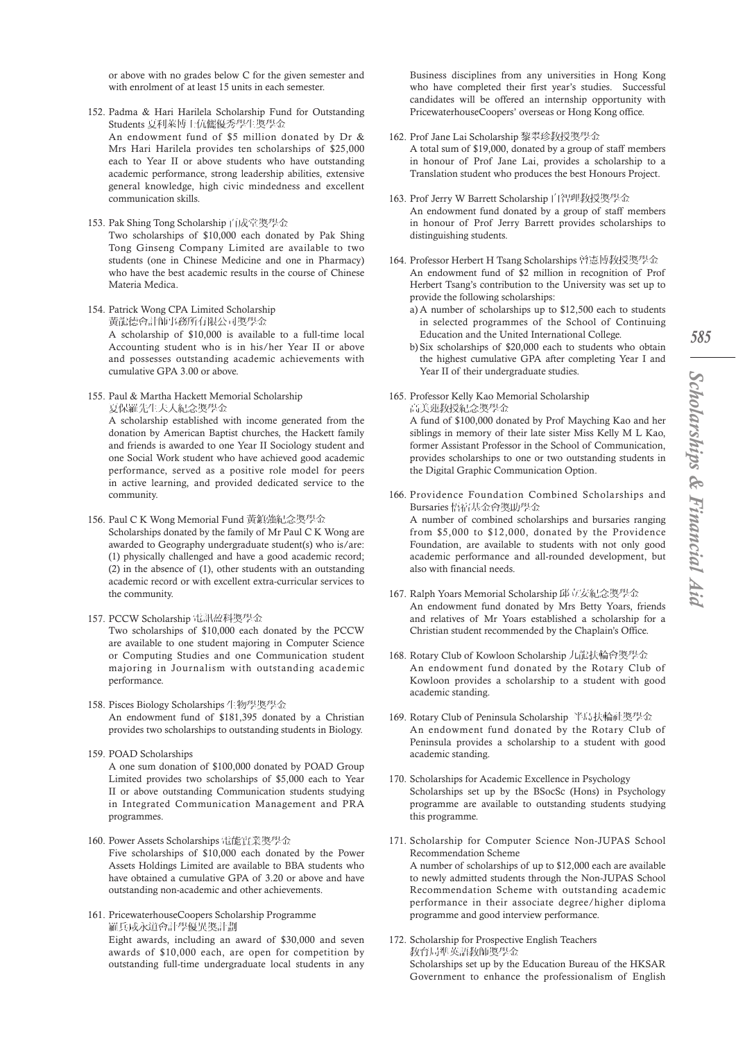or above with no grades below C for the given semester and with enrolment of at least 15 units in each semester.

152. Padma & Hari Harilela Scholarship Fund for Outstanding Students 夏利萊博士伉儷優秀學生獎學金
An endowment fund of $5 million donated by Dr & Mrs Hari Harilela provides ten scholarships of $25,000 each to Year II or above students who have outstanding academic performance, strong leadership abilities, extensive general knowledge, high civic mindedness and excellent communication skills.

153. Pak Shing Tong Scholarship 百成堂獎學金
Two scholarships of $10,000 each donated by Pak Shing Tong Ginseng Company Limited are available to two students (one in Chinese Medicine and one in Pharmacy) who have the best academic results in the course of Chinese Materia Medica.

154. Patrick Wong CPA Limited Scholarship
黃龍德會計師事務所有限公司獎學金
A scholarship of $10,000 is available to a full-time local Accounting student who is in his/her Year II or above and possesses outstanding academic achievements with cumulative GPA 3.00 or above.

155. Paul & Martha Hackett Memorial Scholarship
夏保羅先生夫人紀念獎學金
A scholarship established with income generated from the donation by American Baptist churches, the Hackett family and friends is awarded to one Year II Sociology student and one Social Work student who have achieved good academic performance, served as a positive role model for peers in active learning, and provided dedicated service to the community.

156. Paul C K Wong Memorial Fund 黃鎮強紀念獎學金
Scholarships donated by the family of Mr Paul C K Wong are awarded to Geography undergraduate student(s) who is/are: (1) physically challenged and have a good academic record; (2) in the absence of (1), other students with an outstanding academic record or with excellent extra-curricular services to the community.

157. PCCW Scholarship 電訊盈科獎學金
Two scholarships of $10,000 each donated by the PCCW are available to one student majoring in Computer Science or Computing Studies and one Communication student majoring in Journalism with outstanding academic performance.

158. Pisces Biology Scholarships 生物學獎學金
An endowment fund of $181,395 donated by a Christian provides two scholarships to outstanding students in Biology.

159. POAD Scholarships
A one sum donation of $100,000 donated by POAD Group Limited provides two scholarships of $5,000 each to Year II or above outstanding Communication students studying in Integrated Communication Management and PRA programmes.

160. Power Assets Scholarships 電能實業獎學金
Five scholarships of $10,000 each donated by the Power Assets Holdings Limited are available to BBA students who have obtained a cumulative GPA of 3.20 or above and have outstanding non-academic and other achievements.

161. PricewaterhouseCoopers Scholarship Programme
羅兵咸永道會計學優異獎計劃
Eight awards, including an award of $30,000 and seven awards of $10,000 each, are open for competition by outstanding full-time undergraduate local students in any Business disciplines from any universities in Hong Kong who have completed their first year's studies. Successful candidates will be offered an internship opportunity with PricewaterhouseCoopers' overseas or Hong Kong office.

162. Prof Jane Lai Scholarship 黎翠珍教授獎學金
A total sum of $19,000, donated by a group of staff members in honour of Prof Jane Lai, provides a scholarship to a Translation student who produces the best Honours Project.

163. Prof Jerry W Barrett Scholarship 白智理教授獎學金
An endowment fund donated by a group of staff members in honour of Prof Jerry Barrett provides scholarships to distinguishing students.

164. Professor Herbert H Tsang Scholarships 曾憲博教授獎學金
An endowment fund of $2 million in recognition of Prof Herbert Tsang's contribution to the University was set up to provide the following scholarships:
   a) A number of scholarships up to $12,500 each to students in selected programmes of the School of Continuing Education and the United International College.
   b) Six scholarships of $20,000 each to students who obtain the highest cumulative GPA after completing Year I and Year II of their undergraduate studies.

165. Professor Kelly Kao Memorial Scholarship
高美璉教授紀念獎學金
A fund of $100,000 donated by Prof Mayching Kao and her siblings in memory of their late sister Miss Kelly M L Kao, former Assistant Professor in the School of Communication, provides scholarships to one or two outstanding students in the Digital Graphic Communication Option.

166. Providence Foundation Combined Scholarships and Bursaries 恬恬基金會獎助學金
A number of combined scholarships and bursaries ranging from $5,000 to $12,000, donated by the Providence Foundation, are available to students with not only good academic performance and all-rounded development, but also with financial needs.

167. Ralph Yoars Memorial Scholarship 邱立安紀念獎學金
An endowment fund donated by Mrs Betty Yoars, friends and relatives of Mr Yoars established a scholarship for a Christian student recommended by the Chaplain's Office.

168. Rotary Club of Kowloon Scholarship 九龍扶輪會獎學金
An endowment fund donated by the Rotary Club of Kowloon provides a scholarship to a student with good academic standing.

169. Rotary Club of Peninsula Scholarship 半島扶輪社獎學金
An endowment fund donated by the Rotary Club of Peninsula provides a scholarship to a student with good academic standing.

170. Scholarships for Academic Excellence in Psychology
Scholarships set up by the BSocSc (Hons) in Psychology programme are available to outstanding students studying this programme.

171. Scholarship for Computer Science Non-JUPAS School Recommendation Scheme
A number of scholarships of up to $12,000 each are available to newly admitted students through the Non-JUPAS School Recommendation Scheme with outstanding academic performance in their associate degree/higher diploma programme and good interview performance.

172. Scholarship for Prospective English Teachers
教育局準英語教師獎學金
Scholarships set up by the Education Bureau of the HKSAR Government to enhance the professionalism of English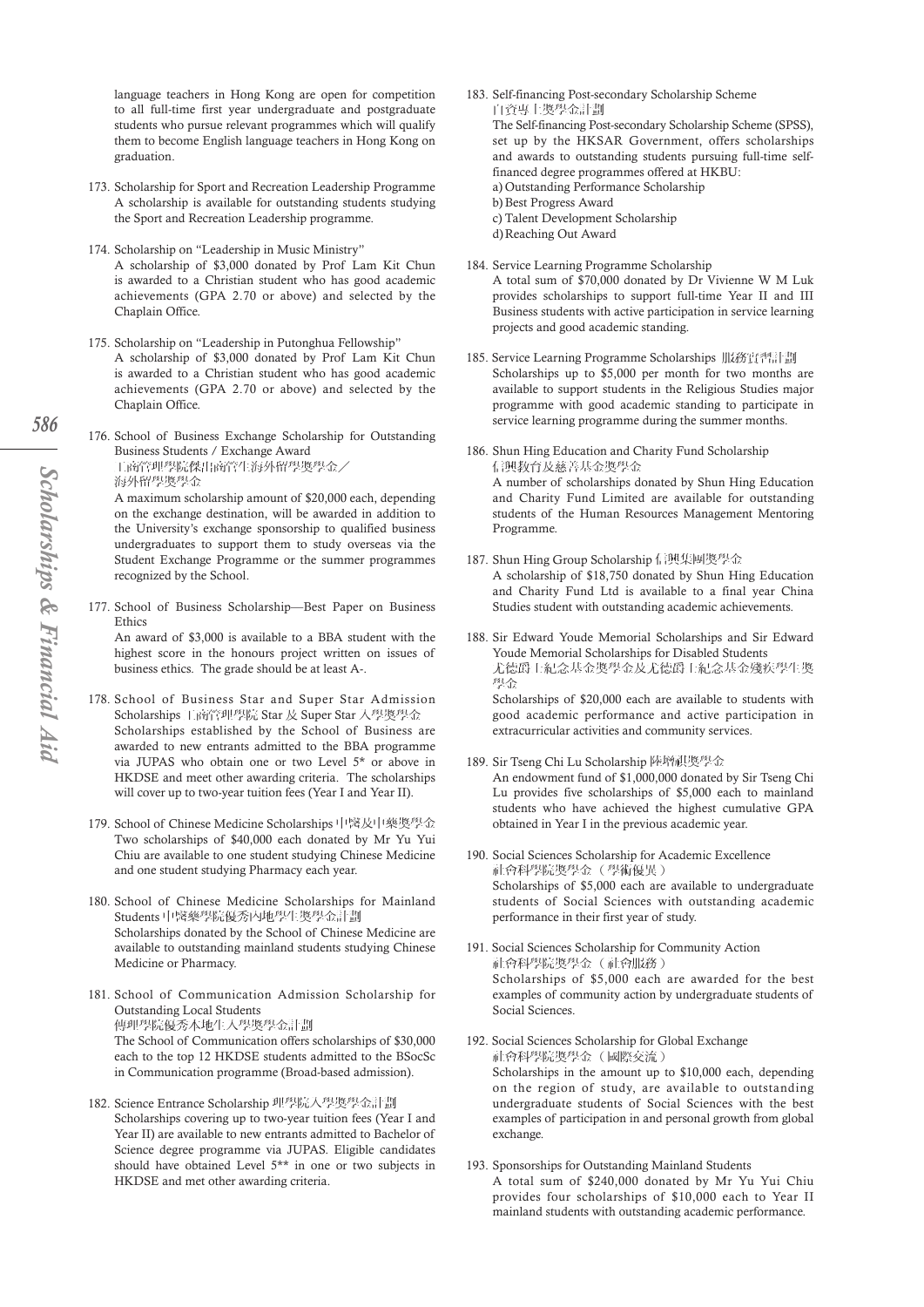language teachers in Hong Kong are open for competition to all full-time first year undergraduate and postgraduate students who pursue relevant programmes which will qualify them to become English language teachers in Hong Kong on graduation.

173. Scholarship for Sport and Recreation Leadership Programme
A scholarship is available for outstanding students studying the Sport and Recreation Leadership programme.

174. Scholarship on "Leadership in Music Ministry"
A scholarship of $3,000 donated by Prof Lam Kit Chun is awarded to a Christian student who has good academic achievements (GPA 2.70 or above) and selected by the Chaplain Office.

175. Scholarship on "Leadership in Putonghua Fellowship"
A scholarship of $3,000 donated by Prof Lam Kit Chun is awarded to a Christian student who has good academic achievements (GPA 2.70 or above) and selected by the Chaplain Office.

176. School of Business Exchange Scholarship for Outstanding Business Students / Exchange Award
工商管理學院傑出商管生海外留學獎學金／海外留學獎學金
A maximum scholarship amount of $20,000 each, depending on the exchange destination, will be awarded in addition to the University's exchange sponsorship to qualified business undergraduates to support them to study overseas via the Student Exchange Programme or the summer programmes recognized by the School.

177. School of Business Scholarship—Best Paper on Business Ethics
An award of $3,000 is available to a BBA student with the highest score in the honours project written on issues of business ethics. The grade should be at least A-.

178. School of Business Star and Super Star Admission Scholarships 工商管理學院 Star 及 Super Star 入學獎學金
Scholarships established by the School of Business are awarded to new entrants admitted to the BBA programme via JUPAS who obtain one or two Level 5* or above in HKDSE and meet other awarding criteria. The scholarships will cover up to two-year tuition fees (Year I and Year II).

179. School of Chinese Medicine Scholarships 中醫及中藥獎學金
Two scholarships of $40,000 each donated by Mr Yu Yui Chiu are available to one student studying Chinese Medicine and one student studying Pharmacy each year.

180. School of Chinese Medicine Scholarships for Mainland Students 中醫藥學院優秀內地學生獎學金計劃
Scholarships donated by the School of Chinese Medicine are available to outstanding mainland students studying Chinese Medicine or Pharmacy.

181. School of Communication Admission Scholarship for Outstanding Local Students
傳理學院優秀本地生入學獎學金計劃
The School of Communication offers scholarships of $30,000 each to the top 12 HKDSE students admitted to the BSocSc in Communication programme (Broad-based admission).

182. Science Entrance Scholarship 理學院入學獎學金計劃
Scholarships covering up to two-year tuition fees (Year I and Year II) are available to new entrants admitted to Bachelor of Science degree programme via JUPAS. Eligible candidates should have obtained Level 5** in one or two subjects in HKDSE and met other awarding criteria.

183. Self-financing Post-secondary Scholarship Scheme
自資專上獎學金計劃
The Self-financing Post-secondary Scholarship Scheme (SPSS), set up by the HKSAR Government, offers scholarships and awards to outstanding students pursuing full-time self-financed degree programmes offered at HKBU:
a) Outstanding Performance Scholarship
b) Best Progress Award
c) Talent Development Scholarship
d) Reaching Out Award

184. Service Learning Programme Scholarship
A total sum of $70,000 donated by Dr Vivienne W M Luk provides scholarships to support full-time Year II and III Business students with active participation in service learning projects and good academic standing.

185. Service Learning Programme Scholarships 服務實習計劃
Scholarships up to $5,000 per month for two months are available to support students in the Religious Studies major programme with good academic standing to participate in service learning programme during the summer months.

186. Shun Hing Education and Charity Fund Scholarship
信興教育及慈善基金獎學金
A number of scholarships donated by Shun Hing Education and Charity Fund Limited are available for outstanding students of the Human Resources Management Mentoring Programme.

187. Shun Hing Group Scholarship 信興集團獎學金
A scholarship of $18,750 donated by Shun Hing Education and Charity Fund Ltd is available to a final year China Studies student with outstanding academic achievements.

188. Sir Edward Youde Memorial Scholarships and Sir Edward Youde Memorial Scholarships for Disabled Students
尤德爵士紀念基金獎學金及尤德爵士紀念基金殘疾學生獎學金
Scholarships of $20,000 each are available to students with good academic performance and active participation in extracurricular activities and community services.

189. Sir Tseng Chi Lu Scholarship 陳增祺獎學金
An endowment fund of $1,000,000 donated by Sir Tseng Chi Lu provides five scholarships of $5,000 each to mainland students who have achieved the highest cumulative GPA obtained in Year I in the previous academic year.

190. Social Sciences Scholarship for Academic Excellence
社會科學院獎學金（學術優異）
Scholarships of $5,000 each are available to undergraduate students of Social Sciences with outstanding academic performance in their first year of study.

191. Social Sciences Scholarship for Community Action
社會科學院獎學金（社會服務）
Scholarships of $5,000 each are awarded for the best examples of community action by undergraduate students of Social Sciences.

192. Social Sciences Scholarship for Global Exchange
社會科學院獎學金（國際交流）
Scholarships in the amount up to $10,000 each, depending on the region of study, are available to outstanding undergraduate students of Social Sciences with the best examples of participation in and personal growth from global exchange.

193. Sponsorships for Outstanding Mainland Students
A total sum of $240,000 donated by Mr Yu Yui Chiu provides four scholarships of $10,000 each to Year II mainland students with outstanding academic performance.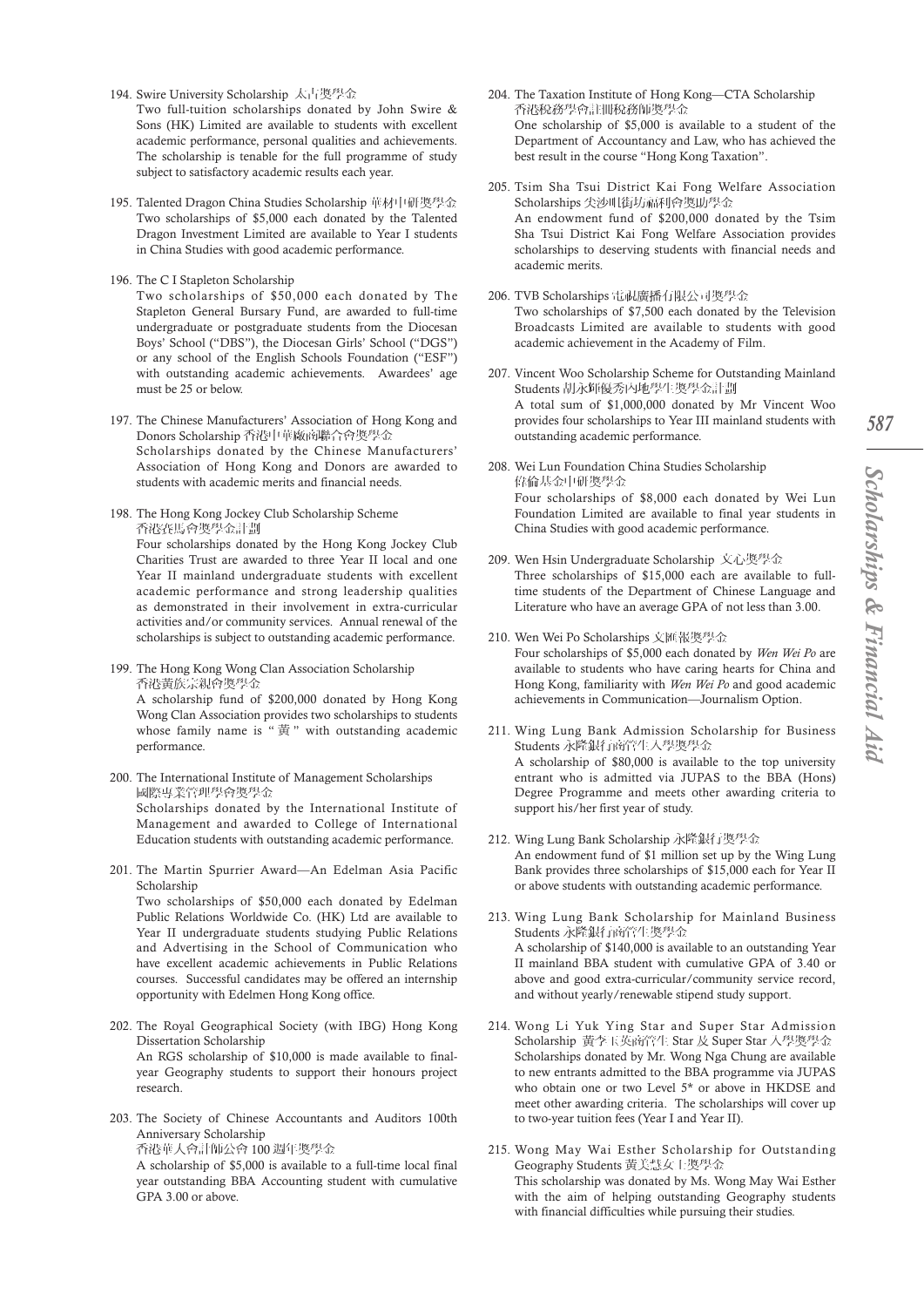194. Swire University Scholarship 太古獎學金
Two full-tuition scholarships donated by John Swire & Sons (HK) Limited are available to students with excellent academic performance, personal qualities and achievements. The scholarship is tenable for the full programme of study subject to satisfactory academic results each year.

195. Talented Dragon China Studies Scholarship 華材中研獎學金
Two scholarships of $5,000 each donated by the Talented Dragon Investment Limited are available to Year I students in China Studies with good academic performance.

196. The C I Stapleton Scholarship
Two scholarships of $50,000 each donated by The Stapleton General Bursary Fund, are awarded to full-time undergraduate or postgraduate students from the Diocesan Boys' School ("DBS"), the Diocesan Girls' School ("DGS") or any school of the English Schools Foundation ("ESF") with outstanding academic achievements. Awardees' age must be 25 or below.

197. The Chinese Manufacturers' Association of Hong Kong and Donors Scholarship 香港中華廠商聯合會獎學金
Scholarships donated by the Chinese Manufacturers' Association of Hong Kong and Donors are awarded to students with academic merits and financial needs.

198. The Hong Kong Jockey Club Scholarship Scheme 香港賽馬會獎學金計劃
Four scholarships donated by the Hong Kong Jockey Club Charities Trust are awarded to three Year II local and one Year II mainland undergraduate students with excellent academic performance and strong leadership qualities as demonstrated in their involvement in extra-curricular activities and/or community services. Annual renewal of the scholarships is subject to outstanding academic performance.

199. The Hong Kong Wong Clan Association Scholarship 香港黃族宗親會獎學金
A scholarship fund of $200,000 donated by Hong Kong Wong Clan Association provides two scholarships to students whose family name is "黃" with outstanding academic performance.

200. The International Institute of Management Scholarships 國際專業管理學會獎學金
Scholarships donated by the International Institute of Management and awarded to College of International Education students with outstanding academic performance.

201. The Martin Spurrier Award—An Edelman Asia Pacific Scholarship
Two scholarships of $50,000 each donated by Edelman Public Relations Worldwide Co. (HK) Ltd are available to Year II undergraduate students studying Public Relations and Advertising in the School of Communication who have excellent academic achievements in Public Relations courses. Successful candidates may be offered an internship opportunity with Edelmen Hong Kong office.

202. The Royal Geographical Society (with IBG) Hong Kong Dissertation Scholarship
An RGS scholarship of $10,000 is made available to final-year Geography students to support their honours project research.

203. The Society of Chinese Accountants and Auditors 100th Anniversary Scholarship
香港華人會計師公會 100 週年獎學金
A scholarship of $5,000 is available to a full-time local final year outstanding BBA Accounting student with cumulative GPA 3.00 or above.

204. The Taxation Institute of Hong Kong—CTA Scholarship 香港稅務學會註冊稅務師獎學金
One scholarship of $5,000 is available to a student of the Department of Accountancy and Law, who has achieved the best result in the course "Hong Kong Taxation".

205. Tsim Sha Tsui District Kai Fong Welfare Association Scholarships 尖沙咀街坊福利會獎助學金
An endowment fund of $200,000 donated by the Tsim Sha Tsui District Kai Fong Welfare Association provides scholarships to deserving students with financial needs and academic merits.

206. TVB Scholarships 電視廣播有限公司獎學金
Two scholarships of $7,500 each donated by the Television Broadcasts Limited are available to students with good academic achievement in the Academy of Film.

207. Vincent Woo Scholarship Scheme for Outstanding Mainland Students 胡永輝優秀內地學生獎學金計劃
A total sum of $1,000,000 donated by Mr Vincent Woo provides four scholarships to Year III mainland students with outstanding academic performance.

208. Wei Lun Foundation China Studies Scholarship 偉倫基金中研獎學金
Four scholarships of $8,000 each donated by Wei Lun Foundation Limited are available to final year students in China Studies with good academic performance.

209. Wen Hsin Undergraduate Scholarship 文心獎學金
Three scholarships of $15,000 each are available to full-time students of the Department of Chinese Language and Literature who have an average GPA of not less than 3.00.

210. Wen Wei Po Scholarships 文匯報獎學金
Four scholarships of $5,000 each donated by *Wen Wei Po* are available to students who have caring hearts for China and Hong Kong, familiarity with *Wen Wei Po* and good academic achievements in Communication—Journalism Option.

211. Wing Lung Bank Admission Scholarship for Business Students 永隆銀行商管生入學獎學金
A scholarship of $80,000 is available to the top university entrant who is admitted via JUPAS to the BBA (Hons) Degree Programme and meets other awarding criteria to support his/her first year of study.

212. Wing Lung Bank Scholarship 永隆銀行獎學金
An endowment fund of $1 million set up by the Wing Lung Bank provides three scholarships of $15,000 each for Year II or above students with outstanding academic performance.

213. Wing Lung Bank Scholarship for Mainland Business Students 永隆銀行商管生獎學金
A scholarship of $140,000 is available to an outstanding Year II mainland BBA student with cumulative GPA of 3.40 or above and good extra-curricular/community service record, and without yearly/renewable stipend study support.

214. Wong Li Yuk Ying Star and Super Star Admission Scholarship 黃李玉英商管生 Star 及 Super Star 入學獎學金
Scholarships donated by Mr. Wong Nga Chung are available to new entrants admitted to the BBA programme via JUPAS who obtain one or two Level 5* or above in HKDSE and meet other awarding criteria. The scholarships will cover up to two-year tuition fees (Year I and Year II).

215. Wong May Wai Esther Scholarship for Outstanding Geography Students 黃美慧女士獎學金
This scholarship was donated by Ms. Wong May Wai Esther with the aim of helping outstanding Geography students with financial difficulties while pursuing their studies.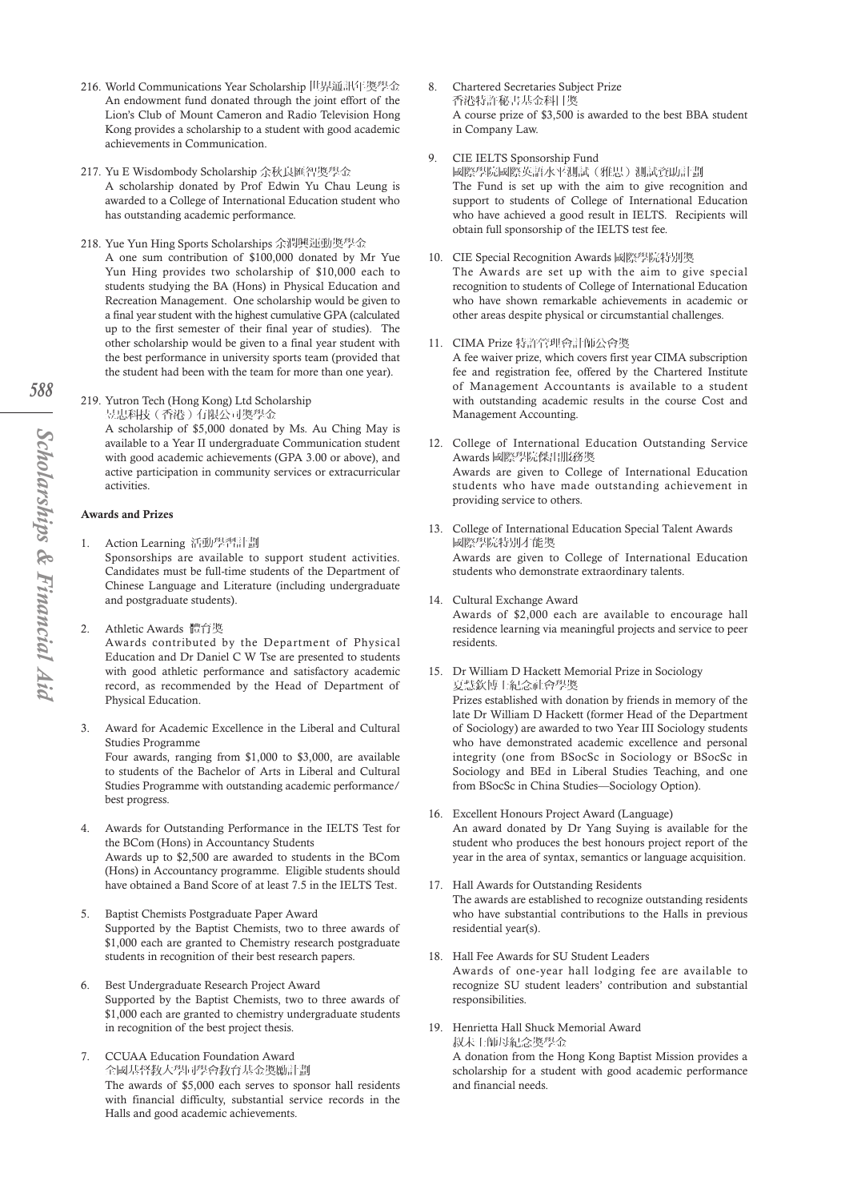216. World Communications Year Scholarship 世界通訊年獎學金
An endowment fund donated through the joint effort of the Lion's Club of Mount Cameron and Radio Television Hong Kong provides a scholarship to a student with good academic achievements in Communication.

217. Yu E Wisdombody Scholarship 余秋良匯智獎學金
A scholarship donated by Prof Edwin Yu Chau Leung is awarded to a College of International Education student who has outstanding academic performance.

218. Yue Yun Hing Sports Scholarships 余潤興運動獎學金
A one sum contribution of $100,000 donated by Mr Yue Yun Hing provides two scholarship of $10,000 each to students studying the BA (Hons) in Physical Education and Recreation Management. One scholarship would be given to a final year student with the highest cumulative GPA (calculated up to the first semester of their final year of studies). The other scholarship would be given to a final year student with the best performance in university sports team (provided that the student had been with the team for more than one year).

219. Yutron Tech (Hong Kong) Ltd Scholarship
昱忠科技（香港）有限公司獎學金
A scholarship of $5,000 donated by Ms. Au Ching May is available to a Year II undergraduate Communication student with good academic achievements (GPA 3.00 or above), and active participation in community services or extracurricular activities.

**Awards and Prizes**

1. Action Learning 活動學習計劃
Sponsorships are available to support student activities. Candidates must be full-time students of the Department of Chinese Language and Literature (including undergraduate and postgraduate students).

2. Athletic Awards 體育獎
Awards contributed by the Department of Physical Education and Dr Daniel C W Tse are presented to students with good athletic performance and satisfactory academic record, as recommended by the Head of Department of Physical Education.

3. Award for Academic Excellence in the Liberal and Cultural Studies Programme
Four awards, ranging from $1,000 to $3,000, are available to students of the Bachelor of Arts in Liberal and Cultural Studies Programme with outstanding academic performance/ best progress.

4. Awards for Outstanding Performance in the IELTS Test for the BCom (Hons) in Accountancy Students
Awards up to $2,500 are awarded to students in the BCom (Hons) in Accountancy programme. Eligible students should have obtained a Band Score of at least 7.5 in the IELTS Test.

5. Baptist Chemists Postgraduate Paper Award
Supported by the Baptist Chemists, two to three awards of $1,000 each are granted to Chemistry research postgraduate students in recognition of their best research papers.

6. Best Undergraduate Research Project Award
Supported by the Baptist Chemists, two to three awards of $1,000 each are granted to chemistry undergraduate students in recognition of the best project thesis.

7. CCUAA Education Foundation Award
全國基督教大學同學會教育基金獎勵計劃
The awards of $5,000 each serves to sponsor hall residents with financial difficulty, substantial service records in the Halls and good academic achievements.

8. Chartered Secretaries Subject Prize
香港特許秘書基金科目獎
A course prize of $3,500 is awarded to the best BBA student in Company Law.

9. CIE IELTS Sponsorship Fund
國際學院國際英語水平測試（雅思）測試資助計劃
The Fund is set up with the aim to give recognition and support to students of College of International Education who have achieved a good result in IELTS. Recipients will obtain full sponsorship of the IELTS test fee.

10. CIE Special Recognition Awards 國際學院特別獎
The Awards are set up with the aim to give special recognition to students of College of International Education who have shown remarkable achievements in academic or other areas despite physical or circumstantial challenges.

11. CIMA Prize 特許管理會計師公會獎
A fee waiver prize, which covers first year CIMA subscription fee and registration fee, offered by the Chartered Institute of Management Accountants is available to a student with outstanding academic results in the course Cost and Management Accounting.

12. College of International Education Outstanding Service Awards 國際學院傑出服務獎
Awards are given to College of International Education students who have made outstanding achievement in providing service to others.

13. College of International Education Special Talent Awards
國際學院特別才能獎
Awards are given to College of International Education students who demonstrate extraordinary talents.

14. Cultural Exchange Award
Awards of $2,000 each are available to encourage hall residence learning via meaningful projects and service to peer residents.

15. Dr William D Hackett Memorial Prize in Sociology
夏慧欽博士紀念社會學獎
Prizes established with donation by friends in memory of the late Dr William D Hackett (former Head of the Department of Sociology) are awarded to two Year III Sociology students who have demonstrated academic excellence and personal integrity (one from BSocSc in Sociology or BSocSc in Sociology and BEd in Liberal Studies Teaching, and one from BSocSc in China Studies—Sociology Option).

16. Excellent Honours Project Award (Language)
An award donated by Dr Yang Suying is available for the student who produces the best honours project report of the year in the area of syntax, semantics or language acquisition.

17. Hall Awards for Outstanding Residents
The awards are established to recognize outstanding residents who have substantial contributions to the Halls in previous residential year(s).

18. Hall Fee Awards for SU Student Leaders
Awards of one-year hall lodging fee are available to recognize SU student leaders' contribution and substantial responsibilities.

19. Henrietta Hall Shuck Memorial Award
叔未士師母紀念獎學金
A donation from the Hong Kong Baptist Mission provides a scholarship for a student with good academic performance and financial needs.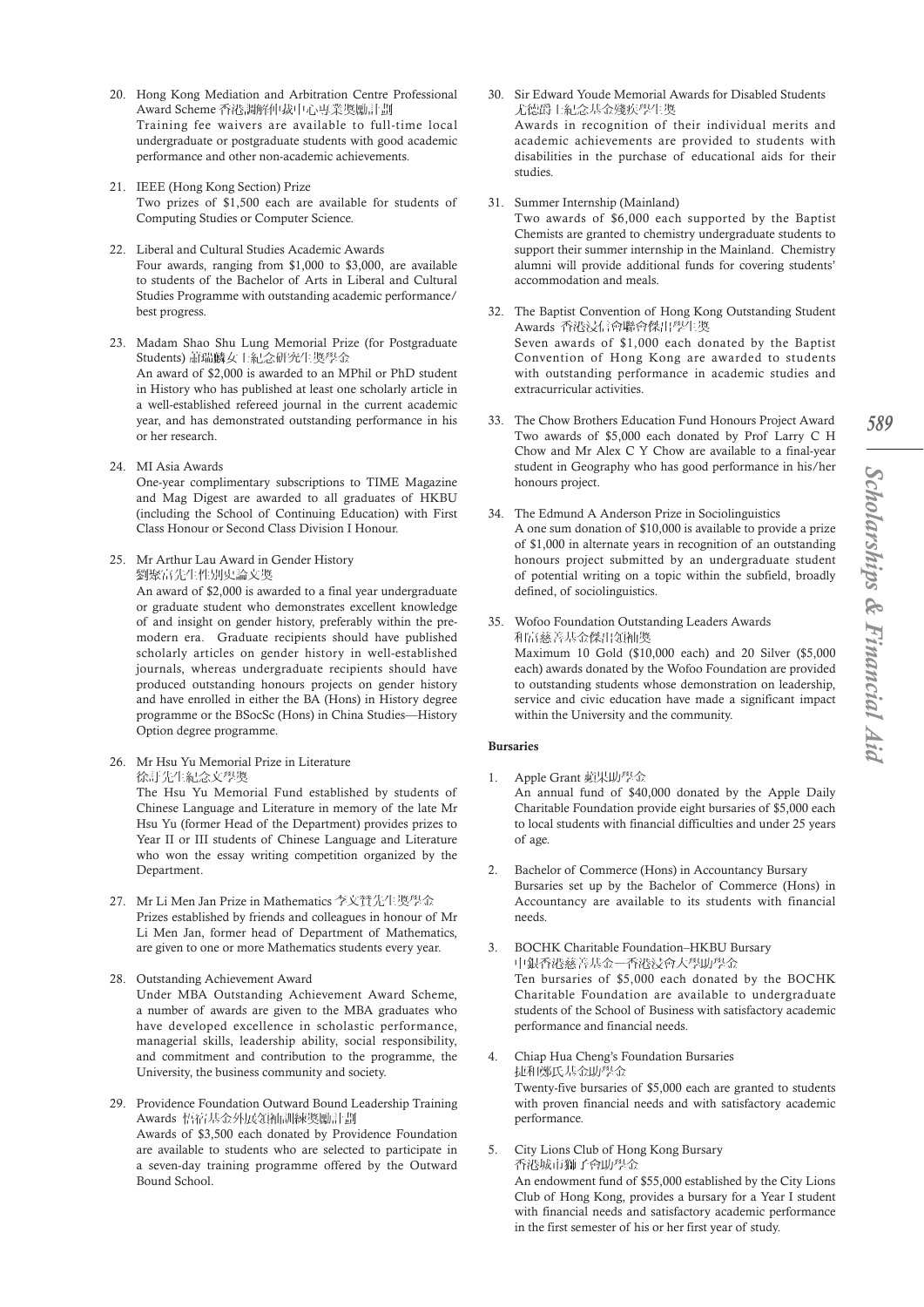20. Hong Kong Mediation and Arbitration Centre Professional Award Scheme 香港調解仲裁中心專業獎勵計劃
Training fee waivers are available to full-time local undergraduate or postgraduate students with good academic performance and other non-academic achievements.

21. IEEE (Hong Kong Section) Prize
Two prizes of $1,500 each are available for students of Computing Studies or Computer Science.

22. Liberal and Cultural Studies Academic Awards
Four awards, ranging from $1,000 to $3,000, are available to students of the Bachelor of Arts in Liberal and Cultural Studies Programme with outstanding academic performance/best progress.

23. Madam Shao Shu Lung Memorial Prize (for Postgraduate Students) 蕭瑞麟女士紀念研究生獎學金
An award of $2,000 is awarded to an MPhil or PhD student in History who has published at least one scholarly article in a well-established refereed journal in the current academic year, and has demonstrated outstanding performance in his or her research.

24. MI Asia Awards
One-year complimentary subscriptions to TIME Magazine and Mag Digest are awarded to all graduates of HKBU (including the School of Continuing Education) with First Class Honour or Second Class Division I Honour.

25. Mr Arthur Lau Award in Gender History
劉聚富先生性別史論文獎
An award of $2,000 is awarded to a final year undergraduate or graduate student who demonstrates excellent knowledge of and insight on gender history, preferably within the pre-modern era. Graduate recipients should have published scholarly articles on gender history in well-established journals, whereas undergraduate recipients should have produced outstanding honours projects on gender history and have enrolled in either the BA (Hons) in History degree programme or the BSocSc (Hons) in China Studies—History Option degree programme.

26. Mr Hsu Yu Memorial Prize in Literature
徐訏先生紀念文學獎
The Hsu Yu Memorial Fund established by students of Chinese Language and Literature in memory of the late Mr Hsu Yu (former Head of the Department) provides prizes to Year II or III students of Chinese Language and Literature who won the essay writing competition organized by the Department.

27. Mr Li Men Jan Prize in Mathematics 李文贊先生獎學金
Prizes established by friends and colleagues in honour of Mr Li Men Jan, former head of Department of Mathematics, are given to one or more Mathematics students every year.

28. Outstanding Achievement Award
Under MBA Outstanding Achievement Award Scheme, a number of awards are given to the MBA graduates who have developed excellence in scholastic performance, managerial skills, leadership ability, social responsibility, and commitment and contribution to the programme, the University, the business community and society.

29. Providence Foundation Outward Bound Leadership Training Awards 恬祐基金外展領袖訓練獎勵計劃
Awards of $3,500 each donated by Providence Foundation are available to students who are selected to participate in a seven-day training programme offered by the Outward Bound School.

30. Sir Edward Youde Memorial Awards for Disabled Students
尤德爵士紀念基金殘疾學生獎
Awards in recognition of their individual merits and academic achievements are provided to students with disabilities in the purchase of educational aids for their studies.

31. Summer Internship (Mainland)
Two awards of $6,000 each supported by the Baptist Chemists are granted to chemistry undergraduate students to support their summer internship in the Mainland. Chemistry alumni will provide additional funds for covering students' accommodation and meals.

32. The Baptist Convention of Hong Kong Outstanding Student Awards 香港浸信會聯會傑出學生獎
Seven awards of $1,000 each donated by the Baptist Convention of Hong Kong are awarded to students with outstanding performance in academic studies and extracurricular activities.

33. The Chow Brothers Education Fund Honours Project Award
Two awards of $5,000 each donated by Prof Larry C H Chow and Mr Alex C Y Chow are available to a final-year student in Geography who has good performance in his/her honours project.

34. The Edmund A Anderson Prize in Sociolinguistics
A one sum donation of $10,000 is available to provide a prize of $1,000 in alternate years in recognition of an outstanding honours project submitted by an undergraduate student of potential writing on a topic within the subfield, broadly defined, of sociolinguistics.

35. Wofoo Foundation Outstanding Leaders Awards
和富慈善基金傑出領袖獎
Maximum 10 Gold ($10,000 each) and 20 Silver ($5,000 each) awards donated by the Wofoo Foundation are provided to outstanding students whose demonstration on leadership, service and civic education have made a significant impact within the University and the community.

**Bursaries**

1. Apple Grant 蘋果助學金
An annual fund of $40,000 donated by the Apple Daily Charitable Foundation provide eight bursaries of $5,000 each to local students with financial difficulties and under 25 years of age.

2. Bachelor of Commerce (Hons) in Accountancy Bursary
Bursaries set up by the Bachelor of Commerce (Hons) in Accountancy are available to its students with financial needs.

3. BOCHK Charitable Foundation–HKBU Bursary
中銀香港慈善基金—香港浸會大學助學金
Ten bursaries of $5,000 each donated by the BOCHK Charitable Foundation are available to undergraduate students of the School of Business with satisfactory academic performance and financial needs.

4. Chiap Hua Cheng's Foundation Bursaries
捷和鄭氏基金助學金
Twenty-five bursaries of $5,000 each are granted to students with proven financial needs and with satisfactory academic performance.

5. City Lions Club of Hong Kong Bursary
香港城市獅子會助學金
An endowment fund of $55,000 established by the City Lions Club of Hong Kong, provides a bursary for a Year I student with financial needs and satisfactory academic performance in the first semester of his or her first year of study.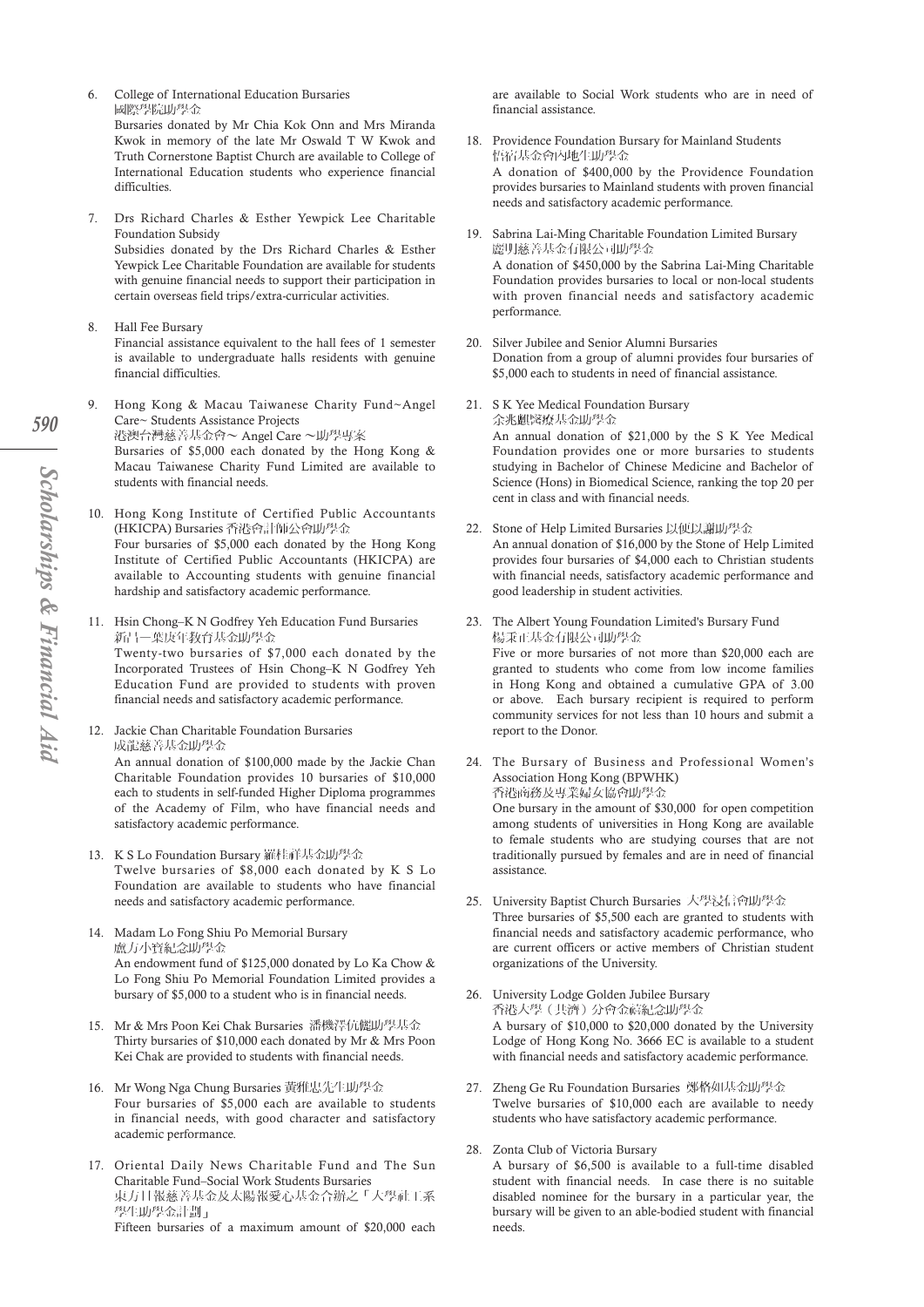6. College of International Education Bursaries
   國際學院助學金
   Bursaries donated by Mr Chia Kok Onn and Mrs Miranda Kwok in memory of the late Mr Oswald T W Kwok and Truth Cornerstone Baptist Church are available to College of International Education students who experience financial difficulties.

7. Drs Richard Charles & Esther Yewpick Lee Charitable Foundation Subsidy
   Subsidies donated by the Drs Richard Charles & Esther Yewpick Lee Charitable Foundation are available for students with genuine financial needs to support their participation in certain overseas field trips/extra-curricular activities.

8. Hall Fee Bursary
   Financial assistance equivalent to the hall fees of 1 semester is available to undergraduate halls residents with genuine financial difficulties.

9. Hong Kong & Macau Taiwanese Charity Fund~Angel Care~ Students Assistance Projects
   港澳台灣慈善基金會~ Angel Care ~助學專案
   Bursaries of $5,000 each donated by the Hong Kong & Macau Taiwanese Charity Fund Limited are available to students with financial needs.

10. Hong Kong Institute of Certified Public Accountants (HKICPA) Bursaries 香港會計師公會助學金
    Four bursaries of $5,000 each donated by the Hong Kong Institute of Certified Public Accountants (HKICPA) are available to Accounting students with genuine financial hardship and satisfactory academic performance.

11. Hsin Chong–K N Godfrey Yeh Education Fund Bursaries
    新昌—葉庚年教育基金助學金
    Twenty-two bursaries of $7,000 each donated by the Incorporated Trustees of Hsin Chong–K N Godfrey Yeh Education Fund are provided to students with proven financial needs and satisfactory academic performance.

12. Jackie Chan Charitable Foundation Bursaries
    成龍慈善基金助學金
    An annual donation of $100,000 made by the Jackie Chan Charitable Foundation provides 10 bursaries of $10,000 each to students in self-funded Higher Diploma programmes of the Academy of Film, who have financial needs and satisfactory academic performance.

13. K S Lo Foundation Bursary 羅桂祥基金助學金
    Twelve bursaries of $8,000 each donated by K S Lo Foundation are available to students who have financial needs and satisfactory academic performance.

14. Madam Lo Fong Shiu Po Memorial Bursary
    盧方小寶紀念助學金
    An endowment fund of $125,000 donated by Lo Ka Chow & Lo Fong Shiu Po Memorial Foundation Limited provides a bursary of $5,000 to a student who is in financial needs.

15. Mr & Mrs Poon Kei Chak Bursaries 潘機澤伉儷助學基金
    Thirty bursaries of $10,000 each donated by Mr & Mrs Poon Kei Chak are provided to students with financial needs.

16. Mr Wong Nga Chung Bursaries 黃雅忠先生助學金
    Four bursaries of $5,000 each are available to students in financial needs, with good character and satisfactory academic performance.

17. Oriental Daily News Charitable Fund and The Sun Charitable Fund–Social Work Students Bursaries
    東方日報慈善基金及太陽報愛心基金合辦之「大學社工系學生助學金計劃」
    Fifteen bursaries of a maximum amount of $20,000 each are available to Social Work students who are in need of financial assistance.

18. Providence Foundation Bursary for Mainland Students
    恬裕基金會內地生助學金
    A donation of $400,000 by the Providence Foundation provides bursaries to Mainland students with proven financial needs and satisfactory academic performance.

19. Sabrina Lai-Ming Charitable Foundation Limited Bursary
    麗明慈善基金有限公司助學金
    A donation of $450,000 by the Sabrina Lai-Ming Charitable Foundation provides bursaries to local or non-local students with proven financial needs and satisfactory academic performance.

20. Silver Jubilee and Senior Alumni Bursaries
    Donation from a group of alumni provides four bursaries of $5,000 each to students in need of financial assistance.

21. S K Yee Medical Foundation Bursary
    余兆麒醫療基金助學金
    An annual donation of $21,000 by the S K Yee Medical Foundation provides one or more bursaries to students studying in Bachelor of Chinese Medicine and Bachelor of Science (Hons) in Biomedical Science, ranking the top 20 per cent in class and with financial needs.

22. Stone of Help Limited Bursaries 以便以謝助學金
    An annual donation of $16,000 by the Stone of Help Limited provides four bursaries of $4,000 each to Christian students with financial needs, satisfactory academic performance and good leadership in student activities.

23. The Albert Young Foundation Limited's Bursary Fund
    楊素正基金有限公司助學金
    Five or more bursaries of not more than $20,000 each are granted to students who come from low income families in Hong Kong and obtained a cumulative GPA of 3.00 or above. Each bursary recipient is required to perform community services for not less than 10 hours and submit a report to the Donor.

24. The Bursary of Business and Professional Women's Association Hong Kong (BPWHK)
    香港商務及專業婦女協會助學金
    One bursary in the amount of $30,000 for open competition among students of universities in Hong Kong are available to female students who are studying courses that are not traditionally pursued by females and are in need of financial assistance.

25. University Baptist Church Bursaries 大學浸信會助學金
    Three bursaries of $5,500 each are granted to students with financial needs and satisfactory academic performance, who are current officers or active members of Christian student organizations of the University.

26. University Lodge Golden Jubilee Bursary
    香港大學（共濟）分會金禧紀念助學金
    A bursary of $10,000 to $20,000 donated by the University Lodge of Hong Kong No. 3666 EC is available to a student with financial needs and satisfactory academic performance.

27. Zheng Ge Ru Foundation Bursaries 鄭格如基金助學金
    Twelve bursaries of $10,000 each are available to needy students who have satisfactory academic performance.

28. Zonta Club of Victoria Bursary
    A bursary of $6,500 is available to a full-time disabled student with financial needs. In case there is no suitable disabled nominee for the bursary in a particular year, the bursary will be given to an able-bodied student with financial needs.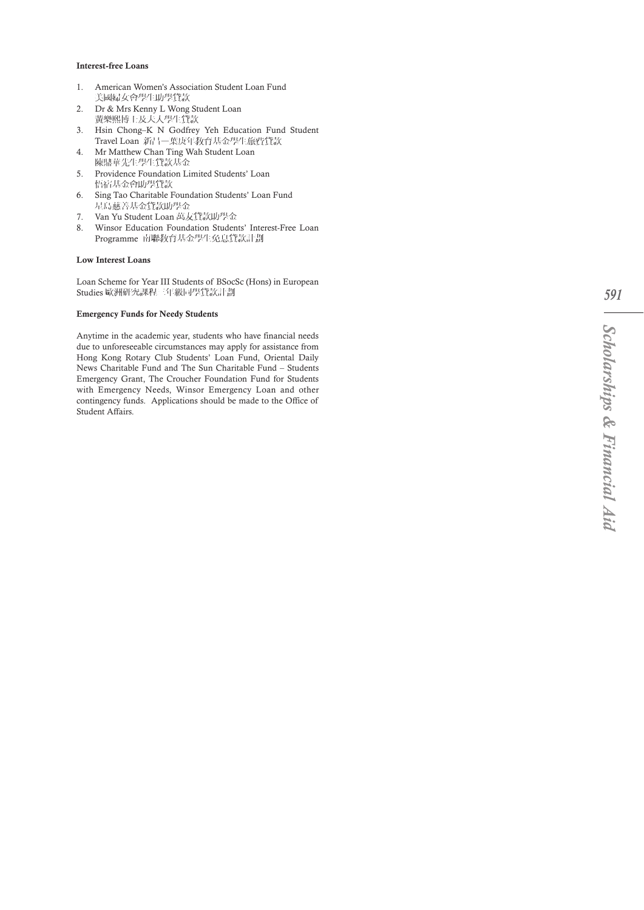### Interest-free Loans

1. American Women's Association Student Loan Fund 美國婦女會學生助學貸款
2. Dr & Mrs Kenny L Wong Student Loan 黃樂熙博士及夫人學生貸款
3. Hsin Chong–K N Godfrey Yeh Education Fund Student Travel Loan 新昌—葉庚年教育基金學生旅行貸款
4. Mr Matthew Chan Ting Wah Student Loan 陳鼎華先生學生貸款基金
5. Providence Foundation Limited Students' Loan 恬裕基金會助學貸款
6. Sing Tao Charitable Foundation Students' Loan Fund 星島慈善基金貸款助學金
7. Van Yu Student Loan 萬友貸款助學金
8. Winsor Education Foundation Students' Interest-Free Loan Programme 南聯教育基金學生免息貸款計劃

### Low Interest Loans

Loan Scheme for Year III Students of BSocSc (Hons) in European Studies 歐洲研究課程三年級同學貸款計劃

### Emergency Funds for Needy Students

Anytime in the academic year, students who have financial needs due to unforeseeable circumstances may apply for assistance from Hong Kong Rotary Club Students' Loan Fund, Oriental Daily News Charitable Fund and The Sun Charitable Fund – Students Emergency Grant, The Croucher Foundation Fund for Students with Emergency Needs, Winsor Emergency Loan and other contingency funds. Applications should be made to the Office of Student Affairs.